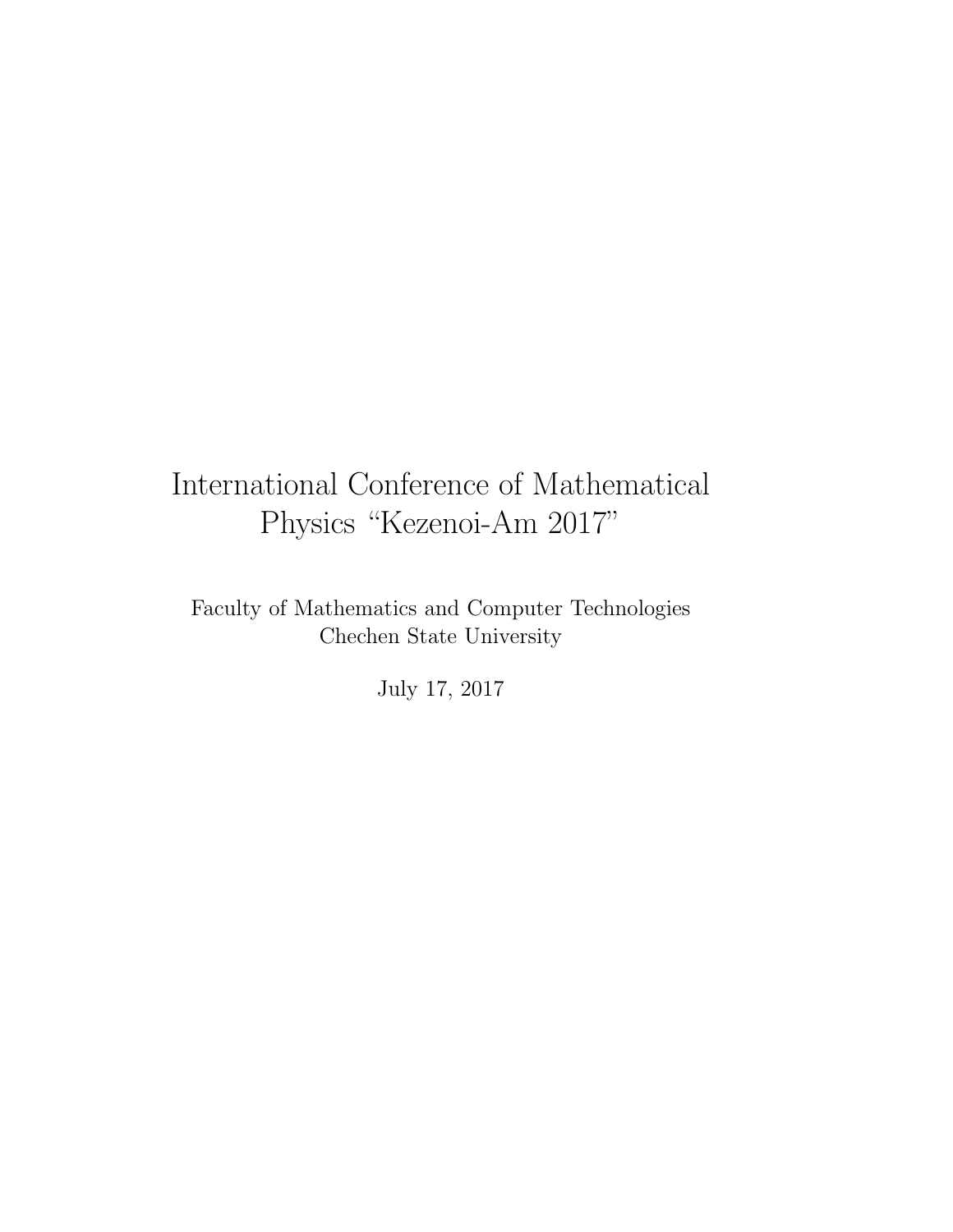# International Conference of Mathematical Physics “Kezenoi-Am 2017”

Faculty of Mathematics and Computer Technologies
Chechen State University

July 17, 2017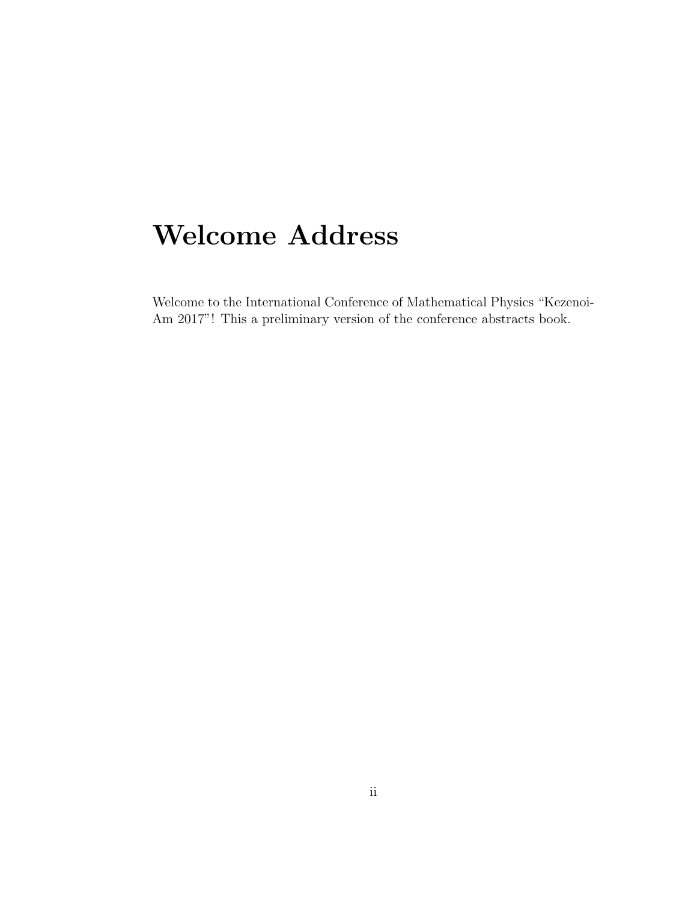# Welcome Address

Welcome to the International Conference of Mathematical Physics "Kezenoi-Am 2017"! This a preliminary version of the conference abstracts book.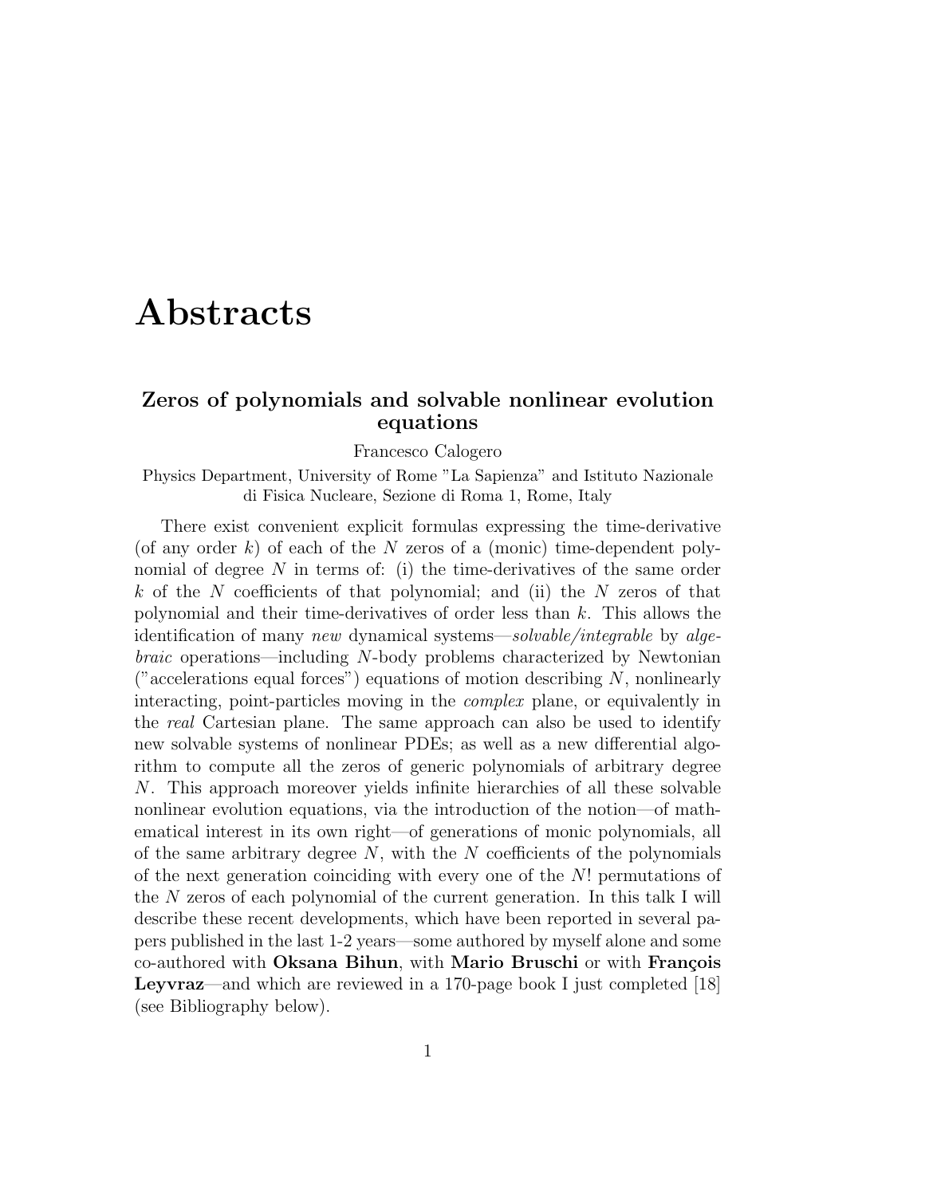# Abstracts

## Zeros of polynomials and solvable nonlinear evolution equations

Francesco Calogero

Physics Department, University of Rome "La Sapienza" and Istituto Nazionale di Fisica Nucleare, Sezione di Roma 1, Rome, Italy

There exist convenient explicit formulas expressing the time-derivative (of any order $k$) of each of the $N$ zeros of a (monic) time-dependent polynomial of degree $N$ in terms of: (i) the time-derivatives of the same order $k$ of the $N$ coefficients of that polynomial; and (ii) the $N$ zeros of that polynomial and their time-derivatives of order less than $k$. This allows the identification of many *new* dynamical systems—*solvable/integrable* by *algebraic* operations—including $N$-body problems characterized by Newtonian ("accelerations equal forces") equations of motion describing $N$, nonlinearly interacting, point-particles moving in the *complex* plane, or equivalently in the *real* Cartesian plane. The same approach can also be used to identify new solvable systems of nonlinear PDEs; as well as a new differential algorithm to compute all the zeros of generic polynomials of arbitrary degree $N$. This approach moreover yields infinite hierarchies of all these solvable nonlinear evolution equations, via the introduction of the notion—of mathematical interest in its own right—of generations of monic polynomials, all of the same arbitrary degree $N$, with the $N$ coefficients of the polynomials of the next generation coinciding with every one of the $N!$ permutations of the $N$ zeros of each polynomial of the current generation. In this talk I will describe these recent developments, which have been reported in several papers published in the last 1-2 years—some authored by myself alone and some co-authored with **Oksana Bihun**, with **Mario Bruschi** or with **François Leyvraz**—and which are reviewed in a 170-page book I just completed [18] (see Bibliography below).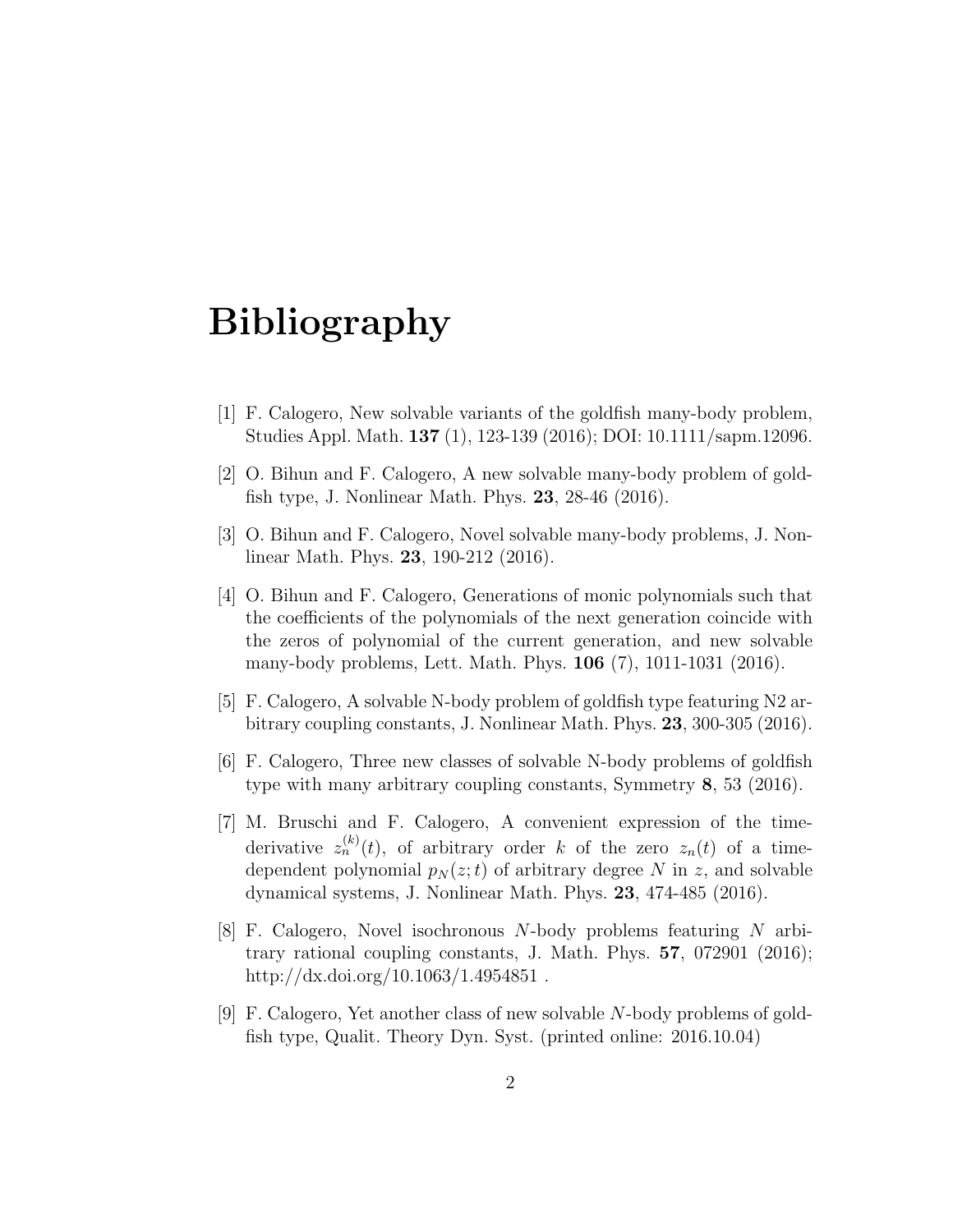# Bibliography

[1] F. Calogero, New solvable variants of the goldfish many-body problem, Studies Appl. Math. **137** (1), 123-139 (2016); DOI: 10.1111/sapm.12096.

[2] O. Bihun and F. Calogero, A new solvable many-body problem of goldfish type, J. Nonlinear Math. Phys. **23**, 28-46 (2016).

[3] O. Bihun and F. Calogero, Novel solvable many-body problems, J. Nonlinear Math. Phys. **23**, 190-212 (2016).

[4] O. Bihun and F. Calogero, Generations of monic polynomials such that the coefficients of the polynomials of the next generation coincide with the zeros of polynomial of the current generation, and new solvable many-body problems, Lett. Math. Phys. **106** (7), 1011-1031 (2016).

[5] F. Calogero, A solvable N-body problem of goldfish type featuring N2 arbitrary coupling constants, J. Nonlinear Math. Phys. **23**, 300-305 (2016).

[6] F. Calogero, Three new classes of solvable N-body problems of goldfish type with many arbitrary coupling constants, Symmetry **8**, 53 (2016).

[7] M. Bruschi and F. Calogero, A convenient expression of the time-derivative $z_n^{(k)}(t)$, of arbitrary order $k$ of the zero $z_n(t)$ of a time-dependent polynomial $p_N(z;t)$ of arbitrary degree $N$ in $z$, and solvable dynamical systems, J. Nonlinear Math. Phys. **23**, 474-485 (2016).

[8] F. Calogero, Novel isochronous $N$-body problems featuring $N$ arbitrary rational coupling constants, J. Math. Phys. **57**, 072901 (2016); http://dx.doi.org/10.1063/1.4954851 .

[9] F. Calogero, Yet another class of new solvable $N$-body problems of goldfish type, Qualit. Theory Dyn. Syst. (printed online: 2016.10.04)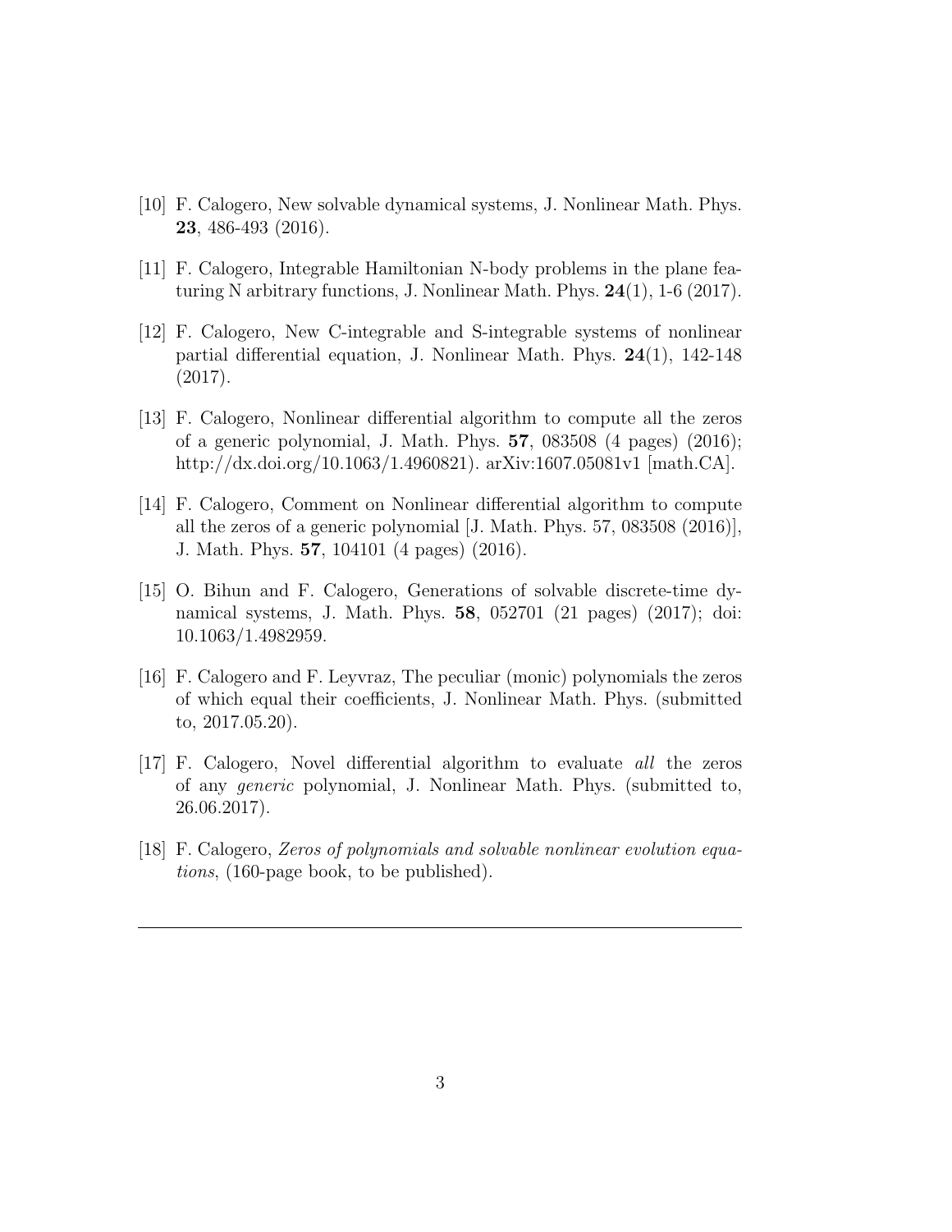[10] F. Calogero, New solvable dynamical systems, J. Nonlinear Math. Phys. **23**, 486-493 (2016).

[11] F. Calogero, Integrable Hamiltonian N-body problems in the plane featuring N arbitrary functions, J. Nonlinear Math. Phys. **24**(1), 1-6 (2017).

[12] F. Calogero, New C-integrable and S-integrable systems of nonlinear partial differential equation, J. Nonlinear Math. Phys. **24**(1), 142-148 (2017).

[13] F. Calogero, Nonlinear differential algorithm to compute all the zeros of a generic polynomial, J. Math. Phys. **57**, 083508 (4 pages) (2016); http://dx.doi.org/10.1063/1.4960821). arXiv:1607.05081v1 [math.CA].

[14] F. Calogero, Comment on Nonlinear differential algorithm to compute all the zeros of a generic polynomial [J. Math. Phys. 57, 083508 (2016)], J. Math. Phys. **57**, 104101 (4 pages) (2016).

[15] O. Bihun and F. Calogero, Generations of solvable discrete-time dynamical systems, J. Math. Phys. **58**, 052701 (21 pages) (2017); doi: 10.1063/1.4982959.

[16] F. Calogero and F. Leyvraz, The peculiar (monic) polynomials the zeros of which equal their coefficients, J. Nonlinear Math. Phys. (submitted to, 2017.05.20).

[17] F. Calogero, Novel differential algorithm to evaluate *all* the zeros of any *generic* polynomial, J. Nonlinear Math. Phys. (submitted to, 26.06.2017).

[18] F. Calogero, *Zeros of polynomials and solvable nonlinear evolution equations*, (160-page book, to be published).

---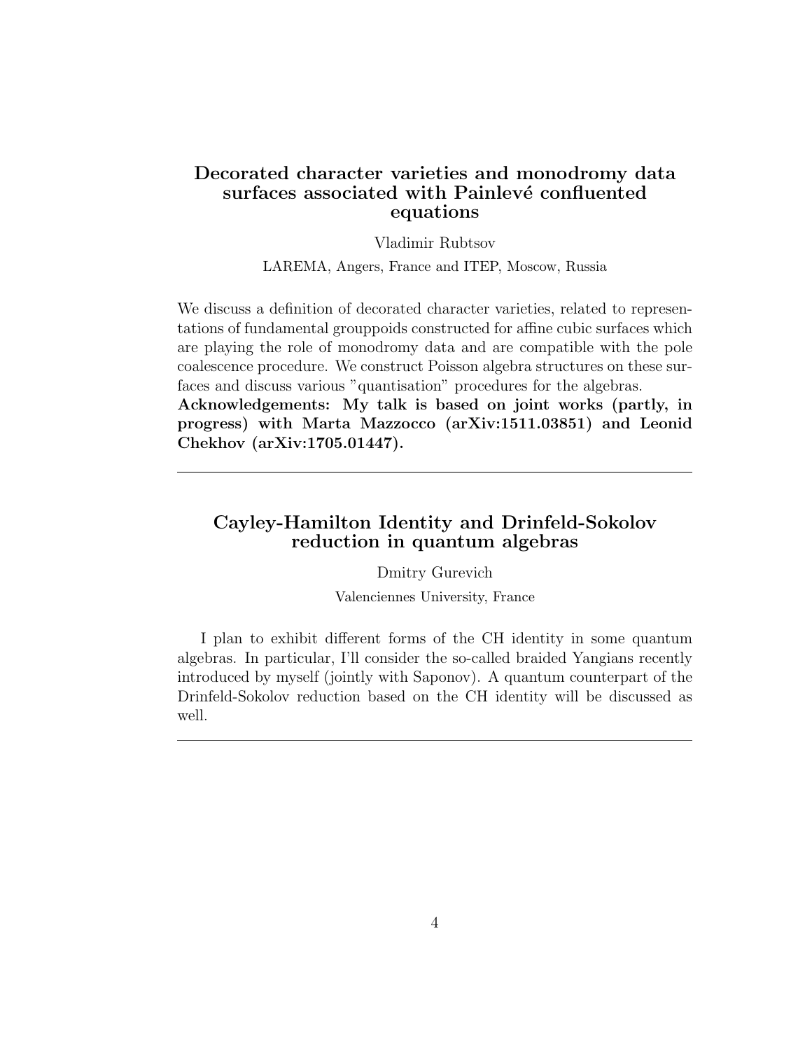## Decorated character varieties and monodromy data surfaces associated with Painlevé confluented equations

Vladimir Rubtsov

LAREMA, Angers, France and ITEP, Moscow, Russia

We discuss a definition of decorated character varieties, related to representations of fundamental grouppoids constructed for affine cubic surfaces which are playing the role of monodromy data and are compatible with the pole coalescence procedure. We construct Poisson algebra structures on these surfaces and discuss various "quantisation" procedures for the algebras.
**Acknowledgements: My talk is based on joint works (partly, in progress) with Marta Mazzocco (arXiv:1511.03851) and Leonid Chekhov (arXiv:1705.01447).**

---

## Cayley-Hamilton Identity and Drinfeld-Sokolov reduction in quantum algebras

Dmitry Gurevich

Valenciennes University, France

I plan to exhibit different forms of the CH identity in some quantum algebras. In particular, I'll consider the so-called braided Yangians recently introduced by myself (jointly with Saponov). A quantum counterpart of the Drinfeld-Sokolov reduction based on the CH identity will be discussed as well.

---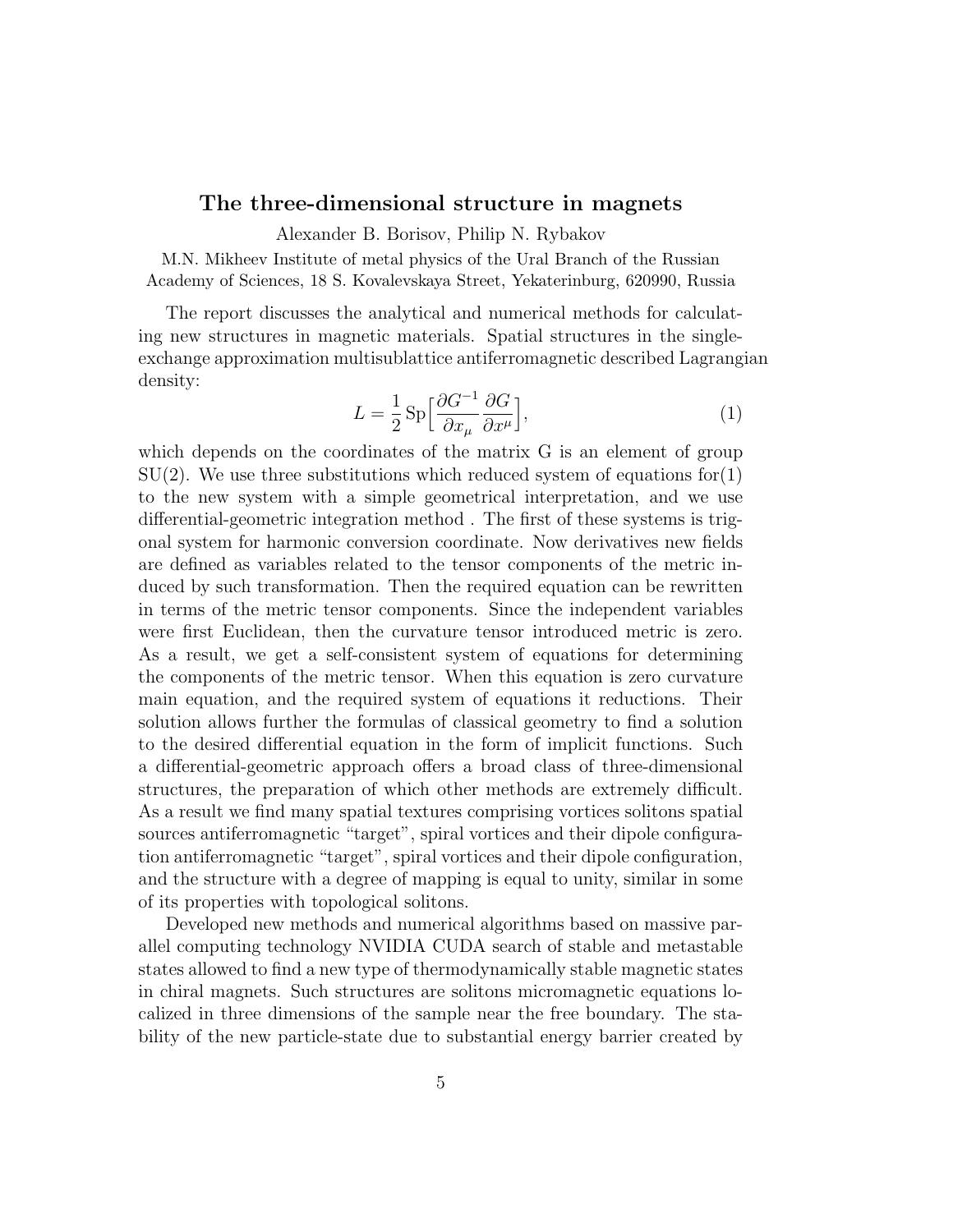## The three-dimensional structure in magnets

Alexander B. Borisov, Philip N. Rybakov

M.N. Mikheev Institute of metal physics of the Ural Branch of the Russian Academy of Sciences, 18 S. Kovalevskaya Street, Yekaterinburg, 620990, Russia

The report discusses the analytical and numerical methods for calculating new structures in magnetic materials. Spatial structures in the single-exchange approximation multisublattice antiferromagnetic described Lagrangian density:

$$L = \frac{1}{2}\,\mathrm{Sp}\Big[\frac{\partial G^{-1}}{\partial x_\mu}\frac{\partial G}{\partial x^\mu}\Big], \tag{1}$$

which depends on the coordinates of the matrix G is an element of group SU(2). We use three substitutions which reduced system of equations for(1) to the new system with a simple geometrical interpretation, and we use differential-geometric integration method . The first of these systems is trigonal system for harmonic conversion coordinate. Now derivatives new fields are defined as variables related to the tensor components of the metric induced by such transformation. Then the required equation can be rewritten in terms of the metric tensor components. Since the independent variables were first Euclidean, then the curvature tensor introduced metric is zero. As a result, we get a self-consistent system of equations for determining the components of the metric tensor. When this equation is zero curvature main equation, and the required system of equations it reductions. Their solution allows further the formulas of classical geometry to find a solution to the desired differential equation in the form of implicit functions. Such a differential-geometric approach offers a broad class of three-dimensional structures, the preparation of which other methods are extremely difficult. As a result we find many spatial textures comprising vortices solitons spatial sources antiferromagnetic "target", spiral vortices and their dipole configuration antiferromagnetic "target", spiral vortices and their dipole configuration, and the structure with a degree of mapping is equal to unity, similar in some of its properties with topological solitons.

Developed new methods and numerical algorithms based on massive parallel computing technology NVIDIA CUDA search of stable and metastable states allowed to find a new type of thermodynamically stable magnetic states in chiral magnets. Such structures are solitons micromagnetic equations localized in three dimensions of the sample near the free boundary. The stability of the new particle-state due to substantial energy barrier created by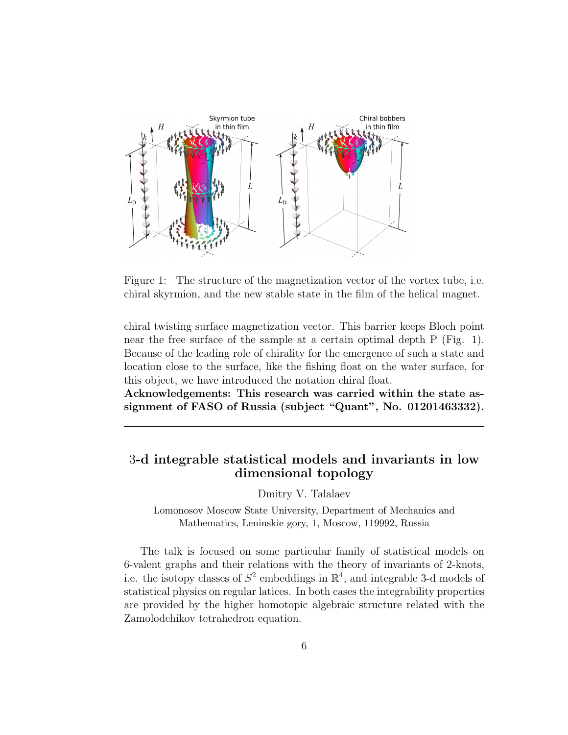Figure 1: The structure of the magnetization vector of the vortex tube, i.e. chiral skyrmion, and the new stable state in the film of the helical magnet.

chiral twisting surface magnetization vector. This barrier keeps Bloch point near the free surface of the sample at a certain optimal depth P (Fig. 1). Because of the leading role of chirality for the emergence of such a state and location close to the surface, like the fishing float on the water surface, for this object, we have introduced the notation chiral float.

**Acknowledgements: This research was carried within the state assignment of FASO of Russia (subject “Quant”, No. 01201463332).**

---

## 3-d integrable statistical models and invariants in low dimensional topology

Dmitry V. Talalaev

Lomonosov Moscow State University, Department of Mechanics and Mathematics, Leninskie gory, 1, Moscow, 119992, Russia

The talk is focused on some particular family of statistical models on 6-valent graphs and their relations with the theory of invariants of 2-knots, i.e. the isotopy classes of $S^2$ embeddings in $\mathbb{R}^4$, and integrable 3-d models of statistical physics on regular latices. In both cases the integrability properties are provided by the higher homotopic algebraic structure related with the Zamolodchikov tetrahedron equation.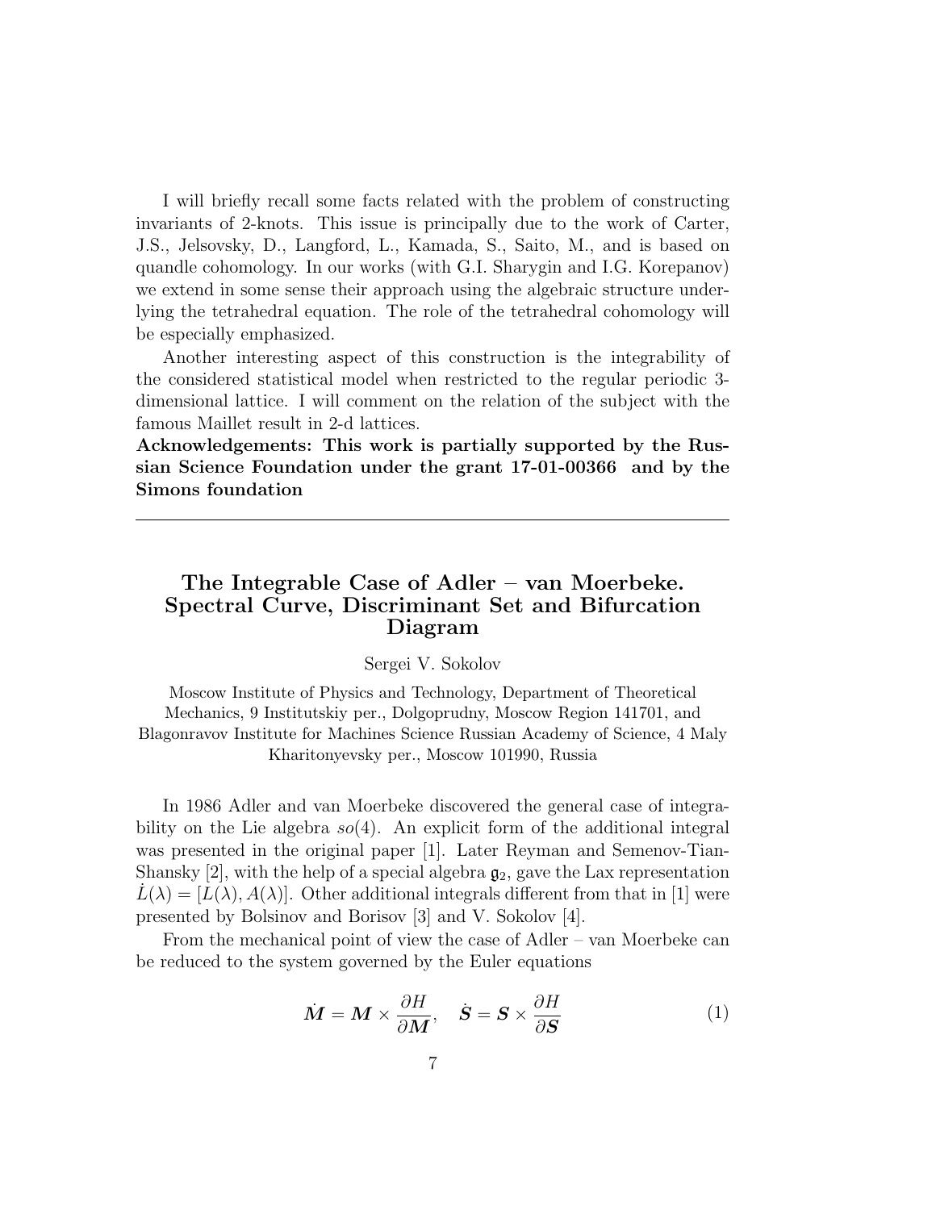I will briefly recall some facts related with the problem of constructing invariants of 2-knots. This issue is principally due to the work of Carter, J.S., Jelsovsky, D., Langford, L., Kamada, S., Saito, M., and is based on quandle cohomology. In our works (with G.I. Sharygin and I.G. Korepanov) we extend in some sense their approach using the algebraic structure underlying the tetrahedral equation. The role of the tetrahedral cohomology will be especially emphasized.

Another interesting aspect of this construction is the integrability of the considered statistical model when restricted to the regular periodic 3-dimensional lattice. I will comment on the relation of the subject with the famous Maillet result in 2-d lattices.

**Acknowledgements: This work is partially supported by the Russian Science Foundation under the grant 17-01-00366 and by the Simons foundation**

---

## The Integrable Case of Adler – van Moerbeke. Spectral Curve, Discriminant Set and Bifurcation Diagram

Sergei V. Sokolov

Moscow Institute of Physics and Technology, Department of Theoretical Mechanics, 9 Institutskiy per., Dolgoprudny, Moscow Region 141701, and Blagonravov Institute for Machines Science Russian Academy of Science, 4 Maly Kharitonyevsky per., Moscow 101990, Russia

In 1986 Adler and van Moerbeke discovered the general case of integrability on the Lie algebra $so(4)$. An explicit form of the additional integral was presented in the original paper [1]. Later Reyman and Semenov-Tian-Shansky [2], with the help of a special algebra $\mathfrak{g}_2$, gave the Lax representation $\dot{L}(\lambda) = [L(\lambda), A(\lambda)]$. Other additional integrals different from that in [1] were presented by Bolsinov and Borisov [3] and V. Sokolov [4].

From the mechanical point of view the case of Adler – van Moerbeke can be reduced to the system governed by the Euler equations

$$\dot{\boldsymbol{M}} = \boldsymbol{M} \times \frac{\partial H}{\partial \boldsymbol{M}}, \quad \dot{\boldsymbol{S}} = \boldsymbol{S} \times \frac{\partial H}{\partial \boldsymbol{S}} \tag{1}$$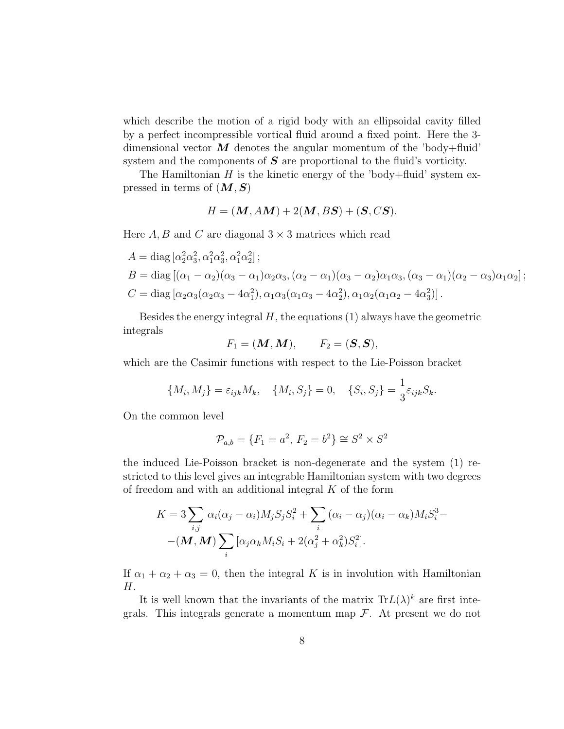which describe the motion of a rigid body with an ellipsoidal cavity filled by a perfect incompressible vortical fluid around a fixed point. Here the 3-dimensional vector $\boldsymbol{M}$ denotes the angular momentum of the 'body+fluid' system and the components of $\boldsymbol{S}$ are proportional to the fluid's vorticity.

The Hamiltonian $H$ is the kinetic energy of the 'body+fluid' system expressed in terms of $(\boldsymbol{M}, \boldsymbol{S})$

$$H = (\boldsymbol{M}, A\boldsymbol{M}) + 2(\boldsymbol{M}, B\boldsymbol{S}) + (\boldsymbol{S}, C\boldsymbol{S}).$$

Here $A, B$ and $C$ are diagonal $3 \times 3$ matrices which read

$$\begin{aligned}
&A = \operatorname{diag}\left[\alpha_2^2\alpha_3^2, \alpha_1^2\alpha_3^2, \alpha_1^2\alpha_2^2\right];\\
&B = \operatorname{diag}\left[(\alpha_1-\alpha_2)(\alpha_3-\alpha_1)\alpha_2\alpha_3, (\alpha_2-\alpha_1)(\alpha_3-\alpha_2)\alpha_1\alpha_3, (\alpha_3-\alpha_1)(\alpha_2-\alpha_3)\alpha_1\alpha_2\right];\\
&C = \operatorname{diag}\left[\alpha_2\alpha_3(\alpha_2\alpha_3-4\alpha_1^2), \alpha_1\alpha_3(\alpha_1\alpha_3-4\alpha_2^2), \alpha_1\alpha_2(\alpha_1\alpha_2-4\alpha_3^2)\right].
\end{aligned}$$

Besides the energy integral $H$, the equations (1) always have the geometric integrals

$$F_1 = (\boldsymbol{M}, \boldsymbol{M}), \qquad F_2 = (\boldsymbol{S}, \boldsymbol{S}),$$

which are the Casimir functions with respect to the Lie-Poisson bracket

$$\{M_i, M_j\} = \varepsilon_{ijk}M_k, \quad \{M_i, S_j\} = 0, \quad \{S_i, S_j\} = \frac{1}{3}\varepsilon_{ijk}S_k.$$

On the common level

$$\mathcal{P}_{a,b} = \{F_1 = a^2,\ F_2 = b^2\} \cong S^2 \times S^2$$

the induced Lie-Poisson bracket is non-degenerate and the system (1) restricted to this level gives an integrable Hamiltonian system with two degrees of freedom and with an additional integral $K$ of the form

$$\begin{aligned}
K = 3\sum_{i,j}\alpha_i(\alpha_j-\alpha_i)M_jS_jS_i^2 + \sum_i(\alpha_i-\alpha_j)(\alpha_i-\alpha_k)M_iS_i^3 -\\
-(\boldsymbol{M}, \boldsymbol{M})\sum_i\left[\alpha_j\alpha_kM_iS_i + 2(\alpha_j^2+\alpha_k^2)S_i^2\right].
\end{aligned}$$

If $\alpha_1 + \alpha_2 + \alpha_3 = 0$, then the integral $K$ is in involution with Hamiltonian $H$.

It is well known that the invariants of the matrix $\operatorname{Tr}L(\lambda)^k$ are first integrals. This integrals generate a momentum map $\mathcal{F}$. At present we do not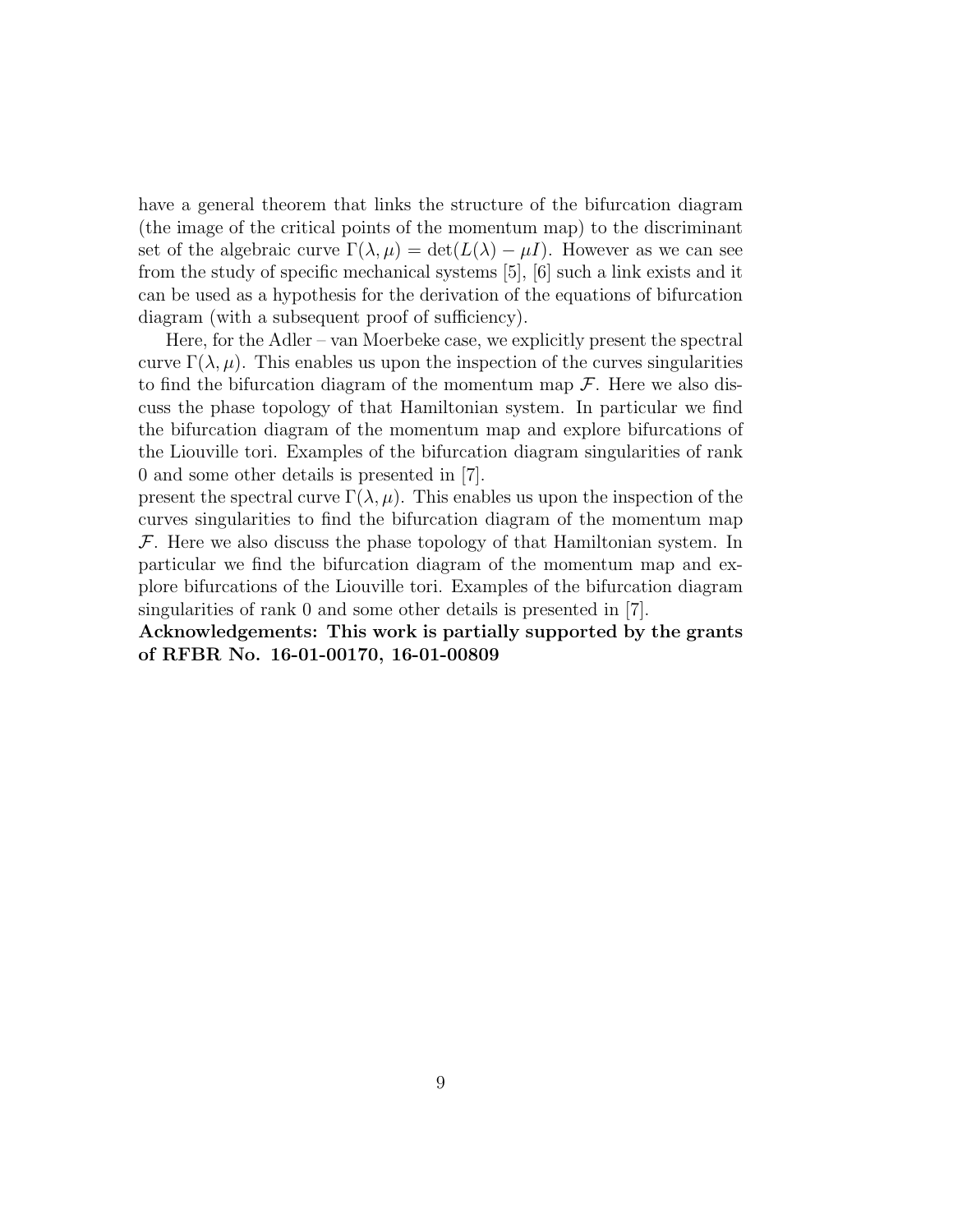have a general theorem that links the structure of the bifurcation diagram (the image of the critical points of the momentum map) to the discriminant set of the algebraic curve $\Gamma(\lambda, \mu) = \det(L(\lambda) - \mu I)$. However as we can see from the study of specific mechanical systems [5], [6] such a link exists and it can be used as a hypothesis for the derivation of the equations of bifurcation diagram (with a subsequent proof of sufficiency).

Here, for the Adler – van Moerbeke case, we explicitly present the spectral curve $\Gamma(\lambda, \mu)$. This enables us upon the inspection of the curves singularities to find the bifurcation diagram of the momentum map $\mathcal{F}$. Here we also discuss the phase topology of that Hamiltonian system. In particular we find the bifurcation diagram of the momentum map and explore bifurcations of the Liouville tori. Examples of the bifurcation diagram singularities of rank 0 and some other details is presented in [7].
present the spectral curve $\Gamma(\lambda, \mu)$. This enables us upon the inspection of the curves singularities to find the bifurcation diagram of the momentum map $\mathcal{F}$. Here we also discuss the phase topology of that Hamiltonian system. In particular we find the bifurcation diagram of the momentum map and explore bifurcations of the Liouville tori. Examples of the bifurcation diagram singularities of rank 0 and some other details is presented in [7].

**Acknowledgements: This work is partially supported by the grants of RFBR No. 16-01-00170, 16-01-00809**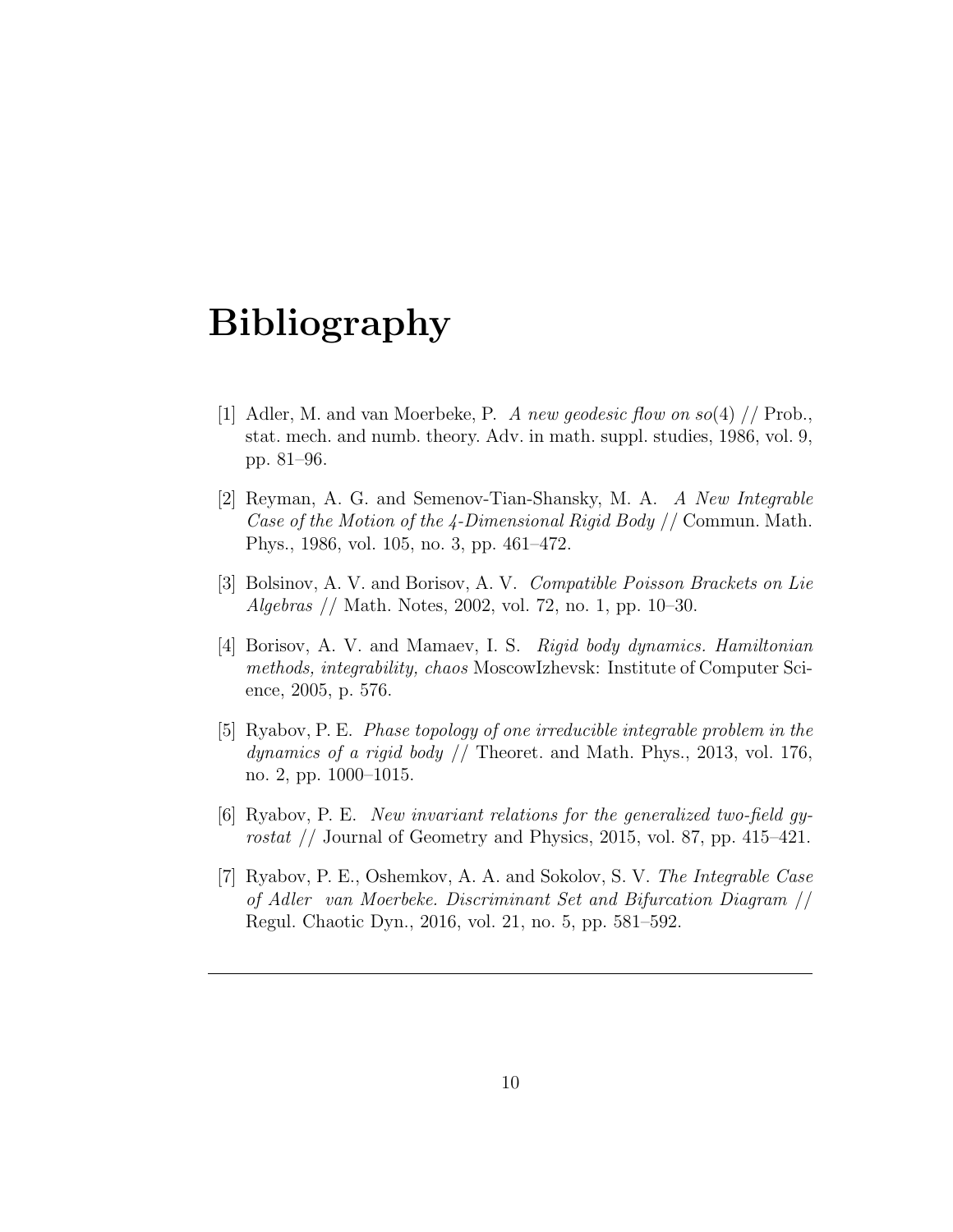# Bibliography

[1] Adler, M. and van Moerbeke, P. *A new geodesic flow on so*(4) // Prob., stat. mech. and numb. theory. Adv. in math. suppl. studies, 1986, vol. 9, pp. 81–96.

[2] Reyman, A. G. and Semenov-Tian-Shansky, M. A. *A New Integrable Case of the Motion of the 4-Dimensional Rigid Body* // Commun. Math. Phys., 1986, vol. 105, no. 3, pp. 461–472.

[3] Bolsinov, A. V. and Borisov, A. V. *Compatible Poisson Brackets on Lie Algebras* // Math. Notes, 2002, vol. 72, no. 1, pp. 10–30.

[4] Borisov, A. V. and Mamaev, I. S. *Rigid body dynamics. Hamiltonian methods, integrability, chaos* MoscowIzhevsk: Institute of Computer Science, 2005, p. 576.

[5] Ryabov, P. E. *Phase topology of one irreducible integrable problem in the dynamics of a rigid body* // Theoret. and Math. Phys., 2013, vol. 176, no. 2, pp. 1000–1015.

[6] Ryabov, P. E. *New invariant relations for the generalized two-field gyrostat* // Journal of Geometry and Physics, 2015, vol. 87, pp. 415–421.

[7] Ryabov, P. E., Oshemkov, A. A. and Sokolov, S. V. *The Integrable Case of Adler van Moerbeke. Discriminant Set and Bifurcation Diagram* // Regul. Chaotic Dyn., 2016, vol. 21, no. 5, pp. 581–592.

---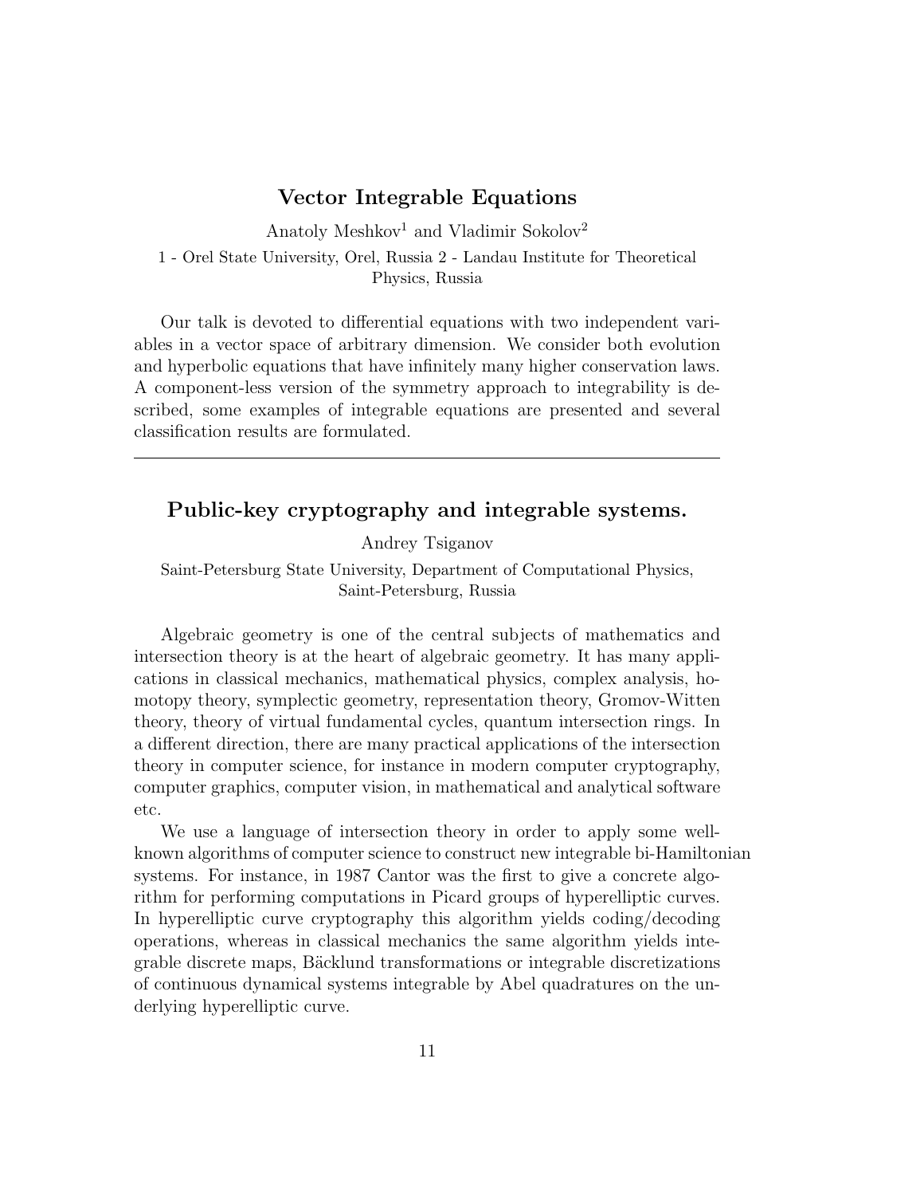## Vector Integrable Equations

Anatoly Meshkov[1] and Vladimir Sokolov[2]

1 - Orel State University, Orel, Russia 2 - Landau Institute for Theoretical Physics, Russia

Our talk is devoted to differential equations with two independent variables in a vector space of arbitrary dimension. We consider both evolution and hyperbolic equations that have infinitely many higher conservation laws. A component-less version of the symmetry approach to integrability is described, some examples of integrable equations are presented and several classification results are formulated.

---

## Public-key cryptography and integrable systems.

Andrey Tsiganov

Saint-Petersburg State University, Department of Computational Physics, Saint-Petersburg, Russia

Algebraic geometry is one of the central subjects of mathematics and intersection theory is at the heart of algebraic geometry. It has many applications in classical mechanics, mathematical physics, complex analysis, homotopy theory, symplectic geometry, representation theory, Gromov-Witten theory, theory of virtual fundamental cycles, quantum intersection rings. In a different direction, there are many practical applications of the intersection theory in computer science, for instance in modern computer cryptography, computer graphics, computer vision, in mathematical and analytical software etc.

We use a language of intersection theory in order to apply some well-known algorithms of computer science to construct new integrable bi-Hamiltonian systems. For instance, in 1987 Cantor was the first to give a concrete algorithm for performing computations in Picard groups of hyperelliptic curves. In hyperelliptic curve cryptography this algorithm yields coding/decoding operations, whereas in classical mechanics the same algorithm yields integrable discrete maps, Bäcklund transformations or integrable discretizations of continuous dynamical systems integrable by Abel quadratures on the underlying hyperelliptic curve.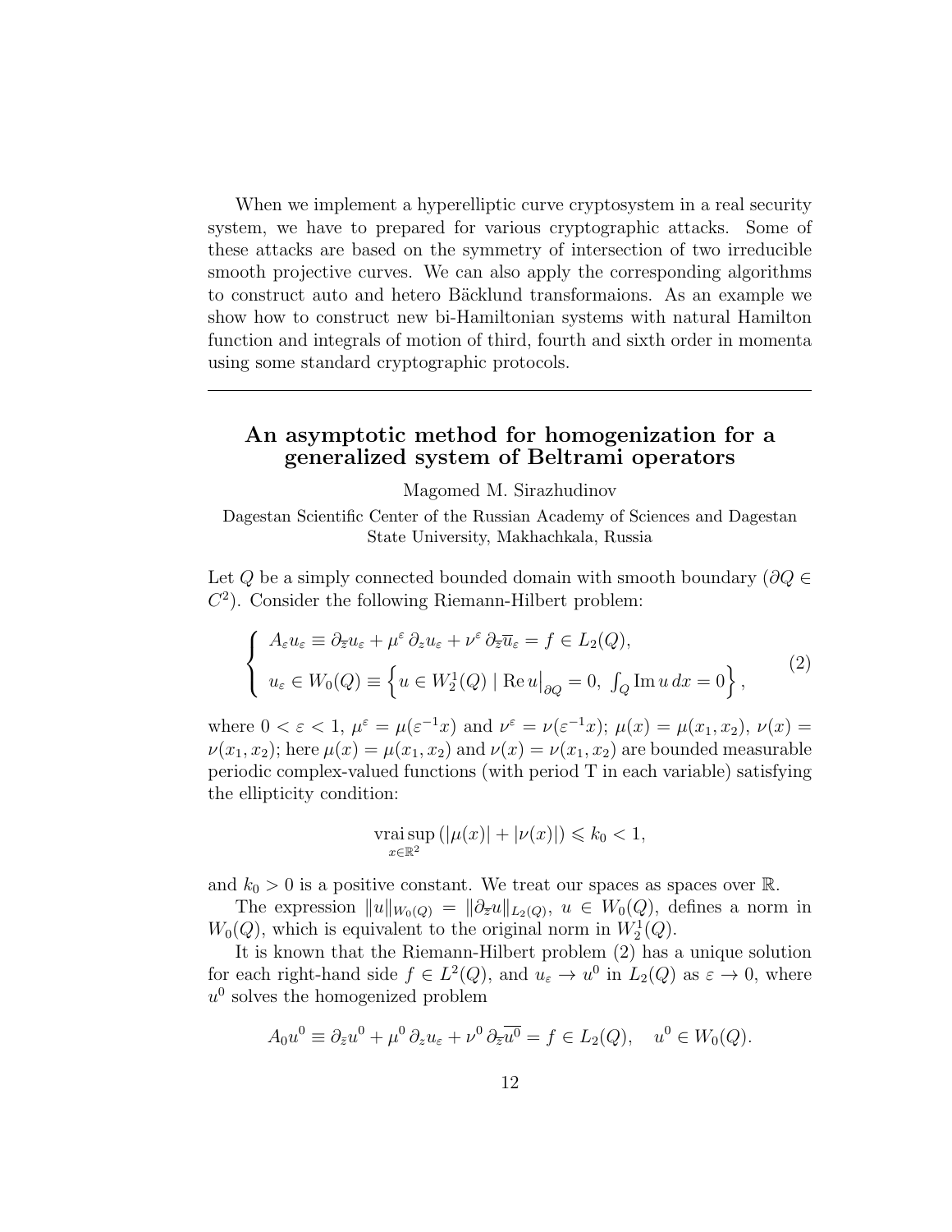When we implement a hyperelliptic curve cryptosystem in a real security system, we have to prepared for various cryptographic attacks. Some of these attacks are based on the symmetry of intersection of two irreducible smooth projective curves. We can also apply the corresponding algorithms to construct auto and hetero Bäcklund transformaions. As an example we show how to construct new bi-Hamiltonian systems with natural Hamilton function and integrals of motion of third, fourth and sixth order in momenta using some standard cryptographic protocols.

---

## An asymptotic method for homogenization for a generalized system of Beltrami operators

Magomed M. Sirazhudinov

Dagestan Scientific Center of the Russian Academy of Sciences and Dagestan State University, Makhachkala, Russia

Let $Q$ be a simply connected bounded domain with smooth boundary ($\partial Q \in C^2$). Consider the following Riemann-Hilbert problem:

$$\begin{cases} A_\varepsilon u_\varepsilon \equiv \partial_{\overline{z}} u_\varepsilon + \mu^\varepsilon \, \partial_z u_\varepsilon + \nu^\varepsilon \, \partial_{\overline{z}} \overline{u}_\varepsilon = f \in L_2(Q), \\ u_\varepsilon \in W_0(Q) \equiv \left\{ u \in W_2^1(Q) \mid \operatorname{Re} u\big|_{\partial Q} = 0, \ \int_Q \operatorname{Im} u \, dx = 0 \right\}, \end{cases} \tag{2}$$

where $0 < \varepsilon < 1$, $\mu^\varepsilon = \mu(\varepsilon^{-1} x)$ and $\nu^\varepsilon = \nu(\varepsilon^{-1} x)$; $\mu(x) = \mu(x_1, x_2)$, $\nu(x) = \nu(x_1, x_2)$; here $\mu(x) = \mu(x_1, x_2)$ and $\nu(x) = \nu(x_1, x_2)$ are bounded measurable periodic complex-valued functions (with period T in each variable) satisfying the ellipticity condition:

$$\operatorname*{vrai\,sup}_{x \in \mathbb{R}^2} (|\mu(x)| + |\nu(x)|) \leqslant k_0 < 1,$$

and $k_0 > 0$ is a positive constant. We treat our spaces as spaces over $\mathbb{R}$.

The expression $\|u\|_{W_0(Q)} = \|\partial_{\overline{z}} u\|_{L_2(Q)}$, $u \in W_0(Q)$, defines a norm in $W_0(Q)$, which is equivalent to the original norm in $W_2^1(Q)$.

It is known that the Riemann-Hilbert problem (2) has a unique solution for each right-hand side $f \in L^2(Q)$, and $u_\varepsilon \to u^0$ in $L_2(Q)$ as $\varepsilon \to 0$, where $u^0$ solves the homogenized problem

$$A_0 u^0 \equiv \partial_{\bar{z}} u^0 + \mu^0 \, \partial_z u_\varepsilon + \nu^0 \, \partial_{\overline{z}} \overline{u^0} = f \in L_2(Q), \quad u^0 \in W_0(Q).$$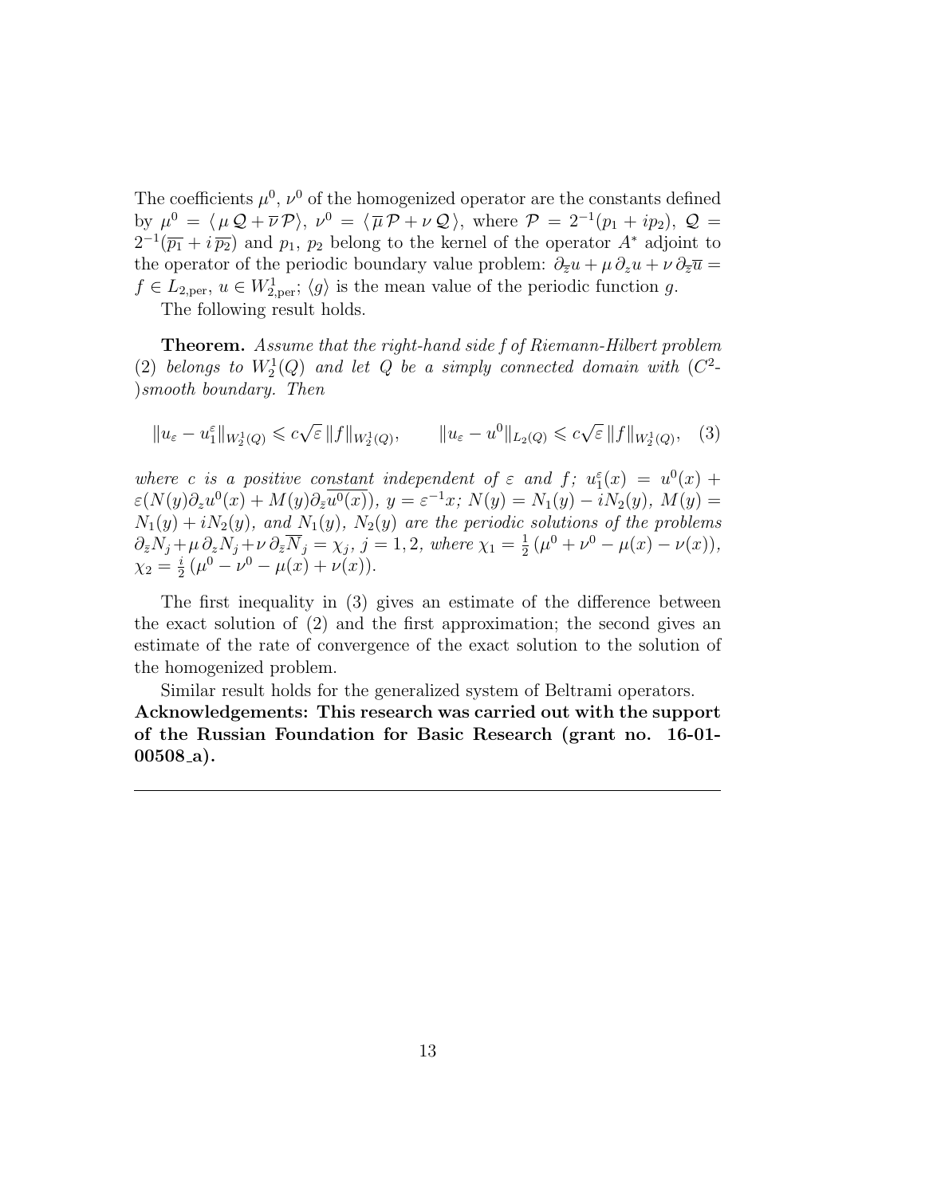The coefficients $\mu^0$, $\nu^0$ of the homogenized operator are the constants defined by $\mu^0 = \langle \mu\,\mathcal{Q} + \overline{\nu}\,\mathcal{P}\rangle$, $\nu^0 = \langle \overline{\mu}\,\mathcal{P} + \nu\,\mathcal{Q}\,\rangle$, where $\mathcal{P} = 2^{-1}(p_1 + ip_2)$, $\mathcal{Q} = 2^{-1}(\overline{p_1} + i\,\overline{p_2})$ and $p_1$, $p_2$ belong to the kernel of the operator $A^*$ adjoint to the operator of the periodic boundary value problem: $\partial_{\overline{z}}u + \mu\,\partial_z u + \nu\,\partial_{\overline{z}}\overline{u} = f \in L_{2,\mathrm{per}}$, $u \in W^1_{2,\mathrm{per}}$; $\langle g\rangle$ is the mean value of the periodic function $g$.

The following result holds.

**Theorem.** *Assume that the right-hand side $f$ of Riemann-Hilbert problem (2) belongs to $W^1_2(Q)$ and let $Q$ be a simply connected domain with ($C^2$-)smooth boundary. Then*

$$\|u_\varepsilon - u_1^\varepsilon\|_{W^1_2(Q)} \leqslant c\sqrt{\varepsilon}\,\|f\|_{W^1_2(Q)}, \qquad \|u_\varepsilon - u^0\|_{L_2(Q)} \leqslant c\sqrt{\varepsilon}\,\|f\|_{W^1_2(Q)}, \quad (3)$$

*where $c$ is a positive constant independent of $\varepsilon$ and $f$; $u_1^\varepsilon(x) = u^0(x) + \varepsilon(N(y)\partial_z u^0(x) + M(y)\partial_{\bar{z}}\overline{u^0(x)})$, $y = \varepsilon^{-1}x$; $N(y) = N_1(y) - iN_2(y)$, $M(y) = N_1(y) + iN_2(y)$, and $N_1(y)$, $N_2(y)$ are the periodic solutions of the problems $\partial_{\bar{z}}N_j + \mu\,\partial_z N_j + \nu\,\partial_{\bar{z}}\overline{N}_j = \chi_j$, $j = 1, 2$, where $\chi_1 = \frac{1}{2}\,(\mu^0 + \nu^0 - \mu(x) - \nu(x))$, $\chi_2 = \frac{i}{2}\,(\mu^0 - \nu^0 - \mu(x) + \nu(x))$.*

The first inequality in (3) gives an estimate of the difference between the exact solution of (2) and the first approximation; the second gives an estimate of the rate of convergence of the exact solution to the solution of the homogenized problem.

Similar result holds for the generalized system of Beltrami operators.

**Acknowledgements: This research was carried out with the support of the Russian Foundation for Basic Research (grant no. 16-01-00508_a).**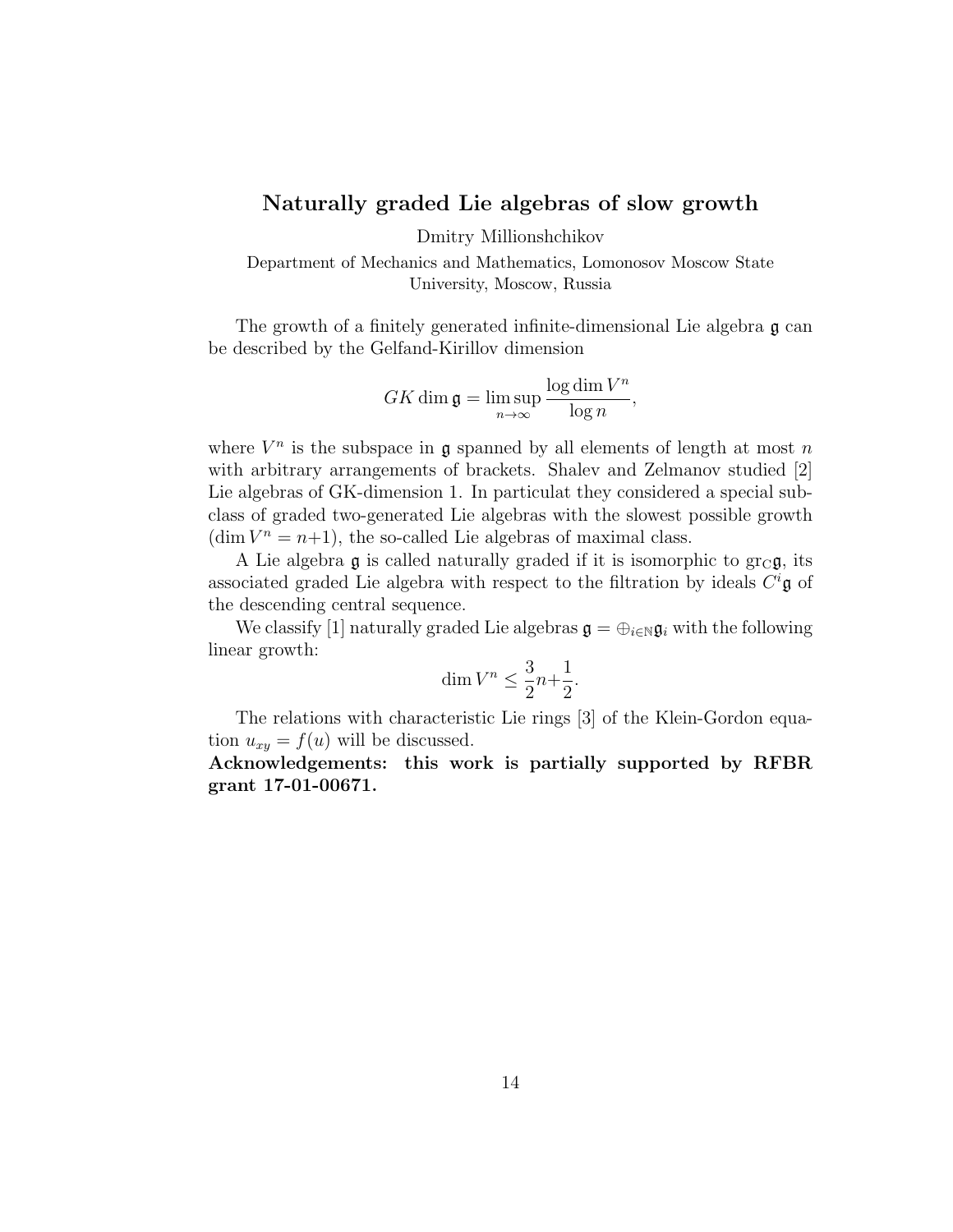## Naturally graded Lie algebras of slow growth

Dmitry Millionshchikov

Department of Mechanics and Mathematics, Lomonosov Moscow State University, Moscow, Russia

The growth of a finitely generated infinite-dimensional Lie algebra $\mathfrak{g}$ can be described by the Gelfand-Kirillov dimension

$$GK \dim \mathfrak{g} = \limsup_{n \to \infty} \frac{\log \dim V^n}{\log n},$$

where $V^n$ is the subspace in $\mathfrak{g}$ spanned by all elements of length at most $n$ with arbitrary arrangements of brackets. Shalev and Zelmanov studied [2] Lie algebras of GK-dimension 1. In particulat they considered a special subclass of graded two-generated Lie algebras with the slowest possible growth ($\dim V^n = n+1$), the so-called Lie algebras of maximal class.

A Lie algebra $\mathfrak{g}$ is called naturally graded if it is isomorphic to $\mathrm{gr}_C \mathfrak{g}$, its associated graded Lie algebra with respect to the filtration by ideals $C^i\mathfrak{g}$ of the descending central sequence.

We classify [1] naturally graded Lie algebras $\mathfrak{g} = \oplus_{i \in \mathbb{N}} \mathfrak{g}_i$ with the following linear growth:

$$\dim V^n \leq \frac{3}{2}n + \frac{1}{2}.$$

The relations with characteristic Lie rings [3] of the Klein-Gordon equation $u_{xy} = f(u)$ will be discussed.

**Acknowledgements: this work is partially supported by RFBR grant 17-01-00671.**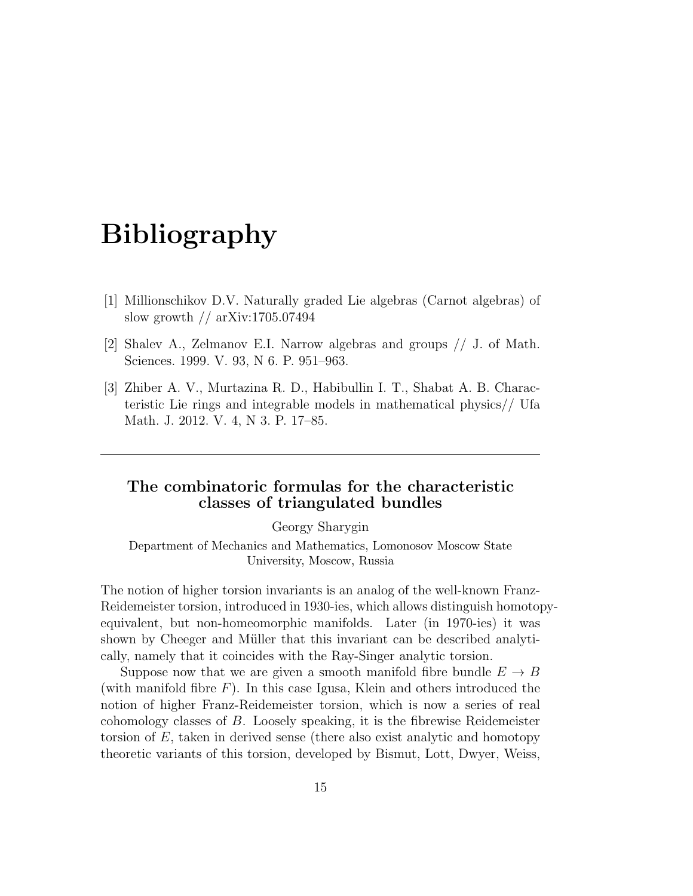# Bibliography

[1] Millionschikov D.V. Naturally graded Lie algebras (Carnot algebras) of slow growth // arXiv:1705.07494

[2] Shalev A., Zelmanov E.I. Narrow algebras and groups // J. of Math. Sciences. 1999. V. 93, N 6. P. 951–963.

[3] Zhiber A. V., Murtazina R. D., Habibullin I. T., Shabat A. B. Characteristic Lie rings and integrable models in mathematical physics// Ufa Math. J. 2012. V. 4, N 3. P. 17–85.

---

### The combinatoric formulas for the characteristic classes of triangulated bundles

Georgy Sharygin

Department of Mechanics and Mathematics, Lomonosov Moscow State University, Moscow, Russia

The notion of higher torsion invariants is an analog of the well-known Franz-Reidemeister torsion, introduced in 1930-ies, which allows distinguish homotopy-equivalent, but non-homeomorphic manifolds. Later (in 1970-ies) it was shown by Cheeger and Müller that this invariant can be described analytically, namely that it coincides with the Ray-Singer analytic torsion.

Suppose now that we are given a smooth manifold fibre bundle $E \to B$ (with manifold fibre $F$). In this case Igusa, Klein and others introduced the notion of higher Franz-Reidemeister torsion, which is now a series of real cohomology classes of $B$. Loosely speaking, it is the fibrewise Reidemeister torsion of $E$, taken in derived sense (there also exist analytic and homotopy theoretic variants of this torsion, developed by Bismut, Lott, Dwyer, Weiss,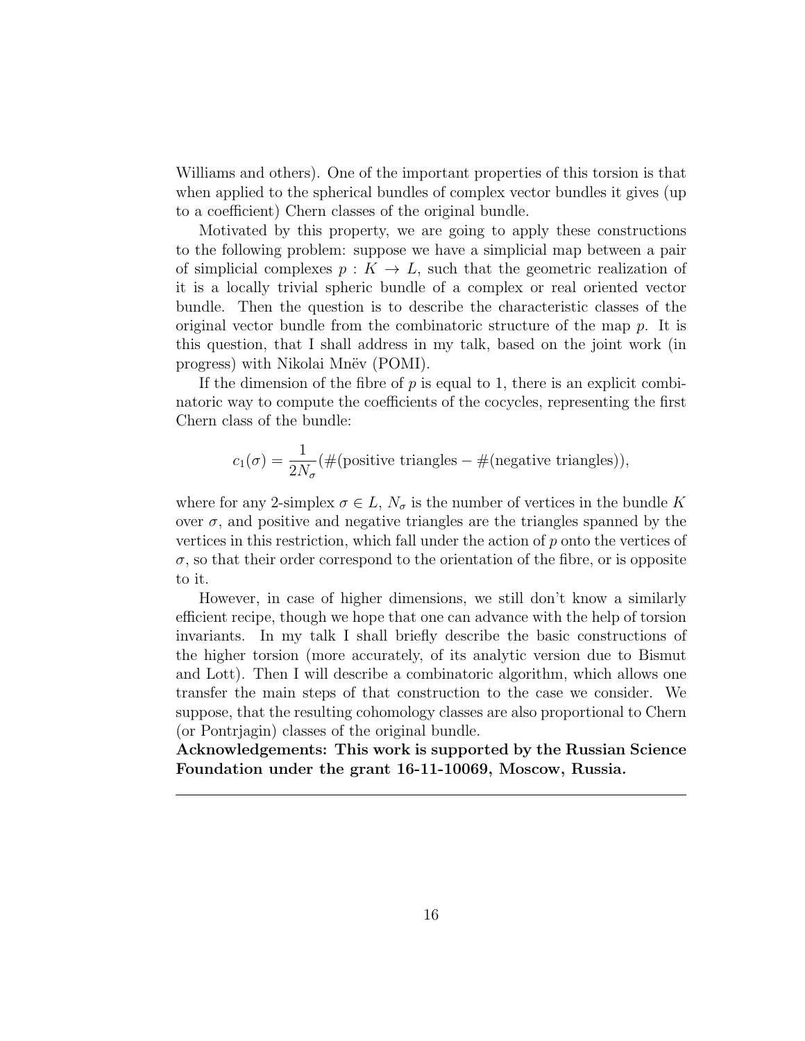Williams and others). One of the important properties of this torsion is that when applied to the spherical bundles of complex vector bundles it gives (up to a coefficient) Chern classes of the original bundle.

Motivated by this property, we are going to apply these constructions to the following problem: suppose we have a simplicial map between a pair of simplicial complexes $p : K \to L$, such that the geometric realization of it is a locally trivial spheric bundle of a complex or real oriented vector bundle. Then the question is to describe the characteristic classes of the original vector bundle from the combinatoric structure of the map $p$. It is this question, that I shall address in my talk, based on the joint work (in progress) with Nikolai Mnëv (POMI).

If the dimension of the fibre of $p$ is equal to 1, there is an explicit combinatoric way to compute the coefficients of the cocycles, representing the first Chern class of the bundle:

$$c_1(\sigma) = \frac{1}{2N_\sigma}(\#(\text{positive triangles} - \#(\text{negative triangles})),$$

where for any 2-simplex $\sigma \in L$, $N_\sigma$ is the number of vertices in the bundle $K$ over $\sigma$, and positive and negative triangles are the triangles spanned by the vertices in this restriction, which fall under the action of $p$ onto the vertices of $\sigma$, so that their order correspond to the orientation of the fibre, or is opposite to it.

However, in case of higher dimensions, we still don't know a similarly efficient recipe, though we hope that one can advance with the help of torsion invariants. In my talk I shall briefly describe the basic constructions of the higher torsion (more accurately, of its analytic version due to Bismut and Lott). Then I will describe a combinatoric algorithm, which allows one transfer the main steps of that construction to the case we consider. We suppose, that the resulting cohomology classes are also proportional to Chern (or Pontrjagin) classes of the original bundle.

**Acknowledgements: This work is supported by the Russian Science Foundation under the grant 16-11-10069, Moscow, Russia.**

---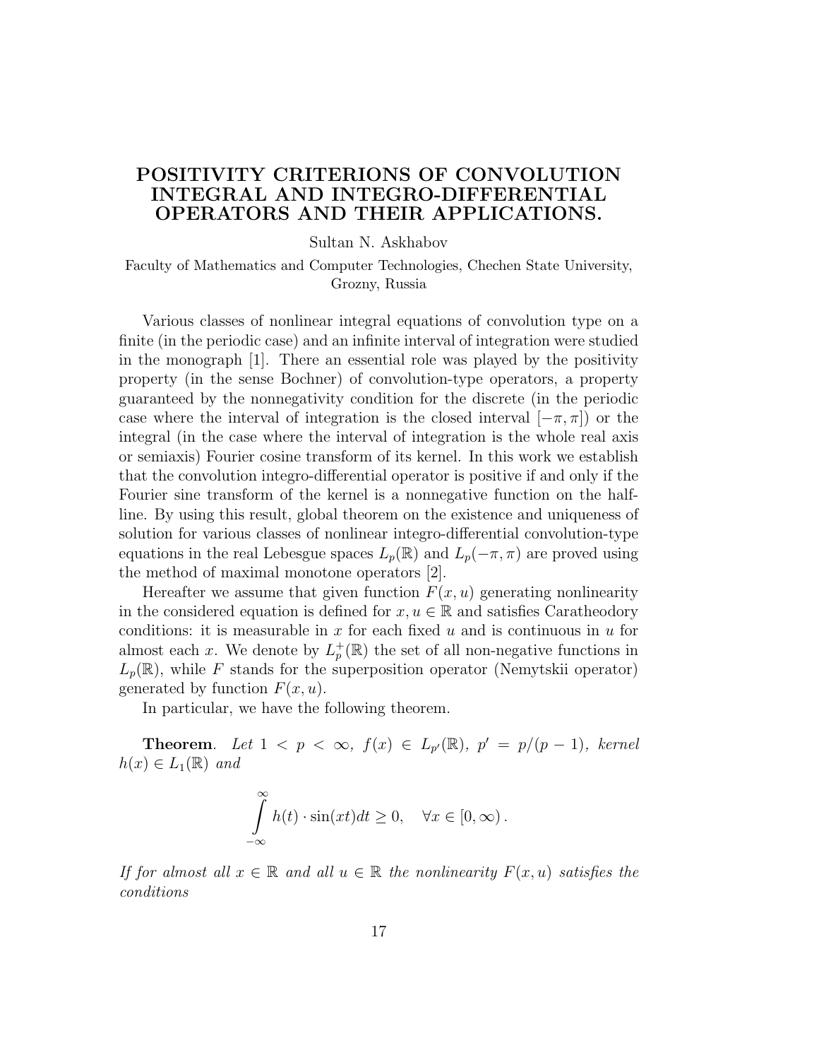# POSITIVITY CRITERIONS OF CONVOLUTION INTEGRAL AND INTEGRO-DIFFERENTIAL OPERATORS AND THEIR APPLICATIONS.

Sultan N. Askhabov

Faculty of Mathematics and Computer Technologies, Chechen State University, Grozny, Russia

Various classes of nonlinear integral equations of convolution type on a finite (in the periodic case) and an infinite interval of integration were studied in the monograph [1]. There an essential role was played by the positivity property (in the sense Bochner) of convolution-type operators, a property guaranteed by the nonnegativity condition for the discrete (in the periodic case where the interval of integration is the closed interval $[-\pi, \pi]$) or the integral (in the case where the interval of integration is the whole real axis or semiaxis) Fourier cosine transform of its kernel. In this work we establish that the convolution integro-differential operator is positive if and only if the Fourier sine transform of the kernel is a nonnegative function on the half-line. By using this result, global theorem on the existence and uniqueness of solution for various classes of nonlinear integro-differential convolution-type equations in the real Lebesgue spaces $L_p(\mathbb{R})$ and $L_p(-\pi, \pi)$ are proved using the method of maximal monotone operators [2].

Hereafter we assume that given function $F(x, u)$ generating nonlinearity in the considered equation is defined for $x, u \in \mathbb{R}$ and satisfies Caratheodory conditions: it is measurable in $x$ for each fixed $u$ and is continuous in $u$ for almost each $x$. We denote by $L_p^+(\mathbb{R})$ the set of all non-negative functions in $L_p(\mathbb{R})$, while $F$ stands for the superposition operator (Nemytskii operator) generated by function $F(x, u)$.

In particular, we have the following theorem.

**Theorem**. *Let $1 < p < \infty$, $f(x) \in L_{p'}(\mathbb{R})$, $p' = p/(p-1)$, kernel $h(x) \in L_1(\mathbb{R})$ and*

$$\int_{-\infty}^{\infty} h(t) \cdot \sin(xt) dt \geq 0, \quad \forall x \in [0, \infty).$$

*If for almost all $x \in \mathbb{R}$ and all $u \in \mathbb{R}$ the nonlinearity $F(x, u)$ satisfies the conditions*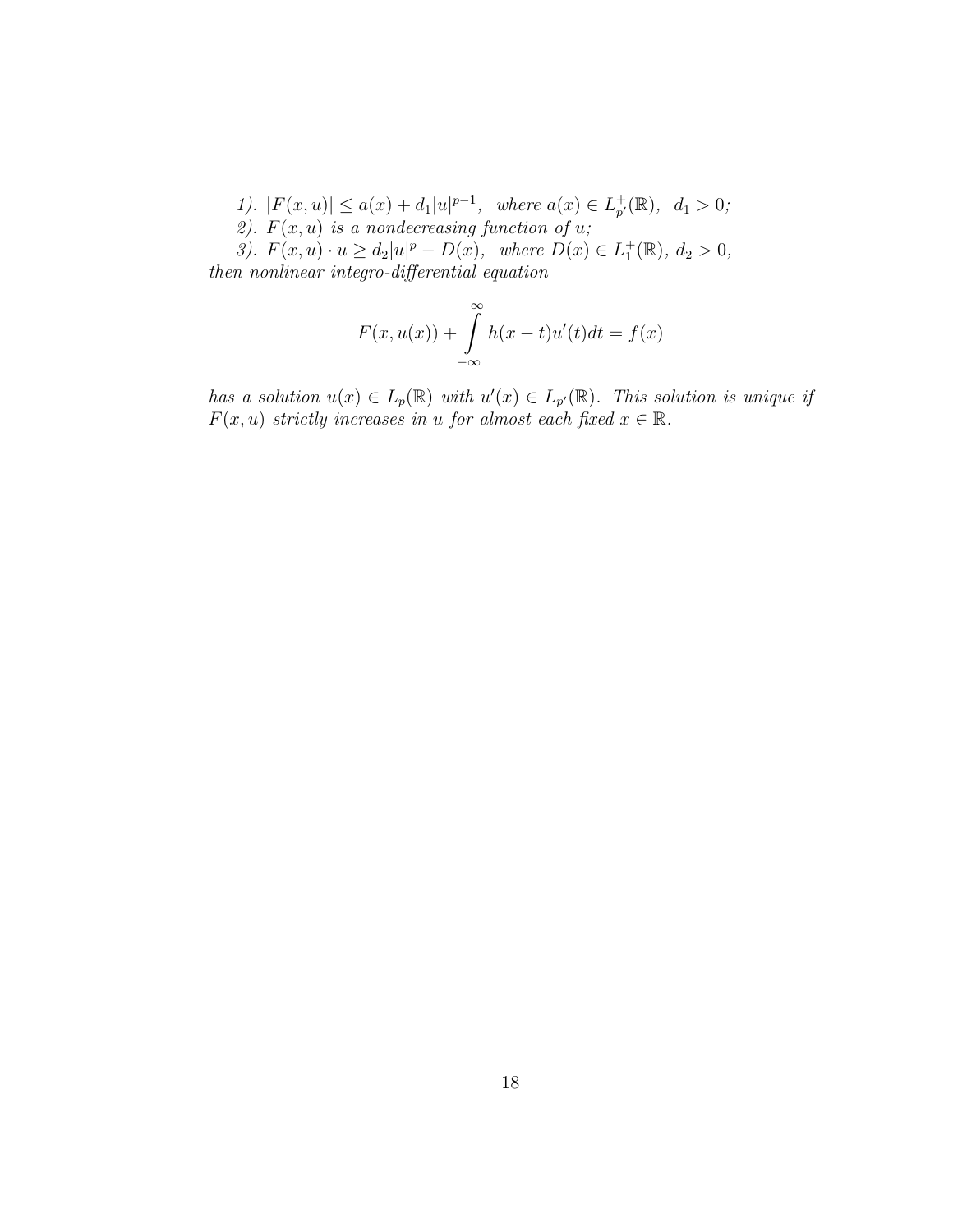*1).* $|F(x,u)| \leq a(x) + d_1|u|^{p-1}$, *where* $a(x) \in L^+_{p'}(\mathbb{R})$, $d_1 > 0$*;*

*2).* $F(x,u)$ *is a nondecreasing function of* $u$*;*

*3).* $F(x,u) \cdot u \geq d_2|u|^p - D(x)$, *where* $D(x) \in L^+_1(\mathbb{R})$, $d_2 > 0$, *then nonlinear integro-differential equation*

$$F(x, u(x)) + \int\limits_{-\infty}^{\infty} h(x-t)u'(t)dt = f(x)$$

*has a solution* $u(x) \in L_p(\mathbb{R})$ *with* $u'(x) \in L_{p'}(\mathbb{R})$*. This solution is unique if* $F(x,u)$ *strictly increases in* $u$ *for almost each fixed* $x \in \mathbb{R}$*.*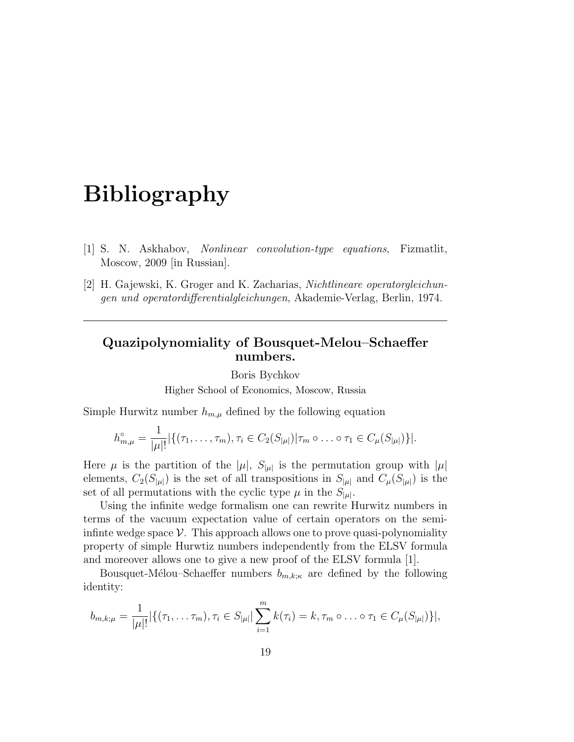# Bibliography

[1] S. N. Askhabov, *Nonlinear convolution-type equations*, Fizmatlit, Moscow, 2009 [in Russian].

[2] H. Gajewski, K. Groger and K. Zacharias, *Nichtlineare operatorgleichungen und operatordifferentialgleichungen*, Akademie-Verlag, Berlin, 1974.

---

## Quazipolynomiality of Bousquet-Melou–Schaeffer numbers.

Boris Bychkov

Higher School of Economics, Moscow, Russia

Simple Hurwitz number $h_{m,\mu}$ defined by the following equation

$$h^{\circ}_{m,\mu} = \frac{1}{|\mu|!}|\{(\tau_1, \ldots, \tau_m), \tau_i \in C_2(S_{|\mu|})|\tau_m \circ \ldots \circ \tau_1 \in C_\mu(S_{|\mu|})\}|.$$

Here $\mu$ is the partition of the $|\mu|$, $S_{|\mu|}$ is the permutation group with $|\mu|$ elements, $C_2(S_{|\mu|})$ is the set of all transpositions in $S_{|\mu|}$ and $C_\mu(S_{|\mu|})$ is the set of all permutations with the cyclic type $\mu$ in the $S_{|\mu|}$.

Using the infinite wedge formalism one can rewrite Hurwitz numbers in terms of the vacuum expectation value of certain operators on the semi-infinte wedge space $\mathcal{V}$. This approach allows one to prove quasi-polynomiality property of simple Hurwtiz numbers independently from the ELSV formula and moreover allows one to give a new proof of the ELSV formula [1].

Bousquet-Mélou–Schaeffer numbers $b_{m,k;\kappa}$ are defined by the following identity:

$$b_{m,k;\mu} = \frac{1}{|\mu|!}|\{(\tau_1, \ldots \tau_m), \tau_i \in S_{|\mu|}| \sum_{i=1}^{m} k(\tau_i) = k, \tau_m \circ \ldots \circ \tau_1 \in C_\mu(S_{|\mu|})\}|,$$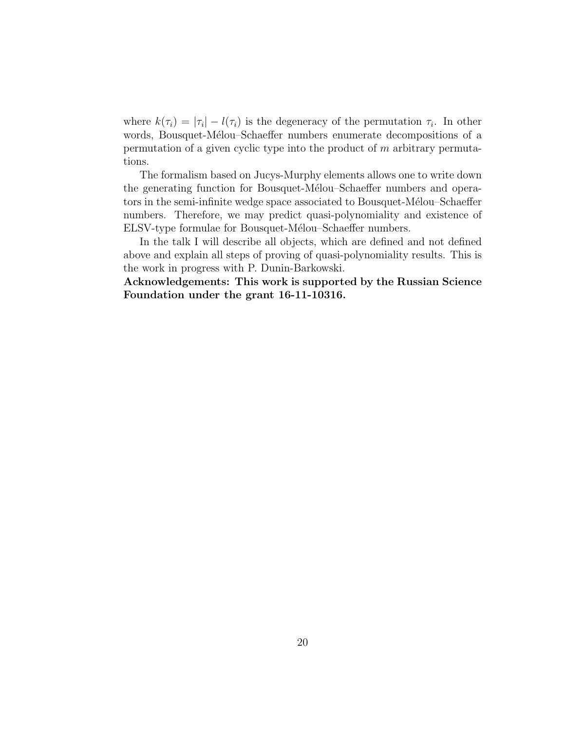where $k(\tau_i) = |\tau_i| - l(\tau_i)$ is the degeneracy of the permutation $\tau_i$. In other words, Bousquet-Mélou–Schaeffer numbers enumerate decompositions of a permutation of a given cyclic type into the product of $m$ arbitrary permutations.

The formalism based on Jucys-Murphy elements allows one to write down the generating function for Bousquet-Mélou–Schaeffer numbers and operators in the semi-infinite wedge space associated to Bousquet-Mélou–Schaeffer numbers. Therefore, we may predict quasi-polynomiality and existence of ELSV-type formulae for Bousquet-Mélou–Schaeffer numbers.

In the talk I will describe all objects, which are defined and not defined above and explain all steps of proving of quasi-polynomiality results. This is the work in progress with P. Dunin-Barkowski.

**Acknowledgements: This work is supported by the Russian Science Foundation under the grant 16-11-10316.**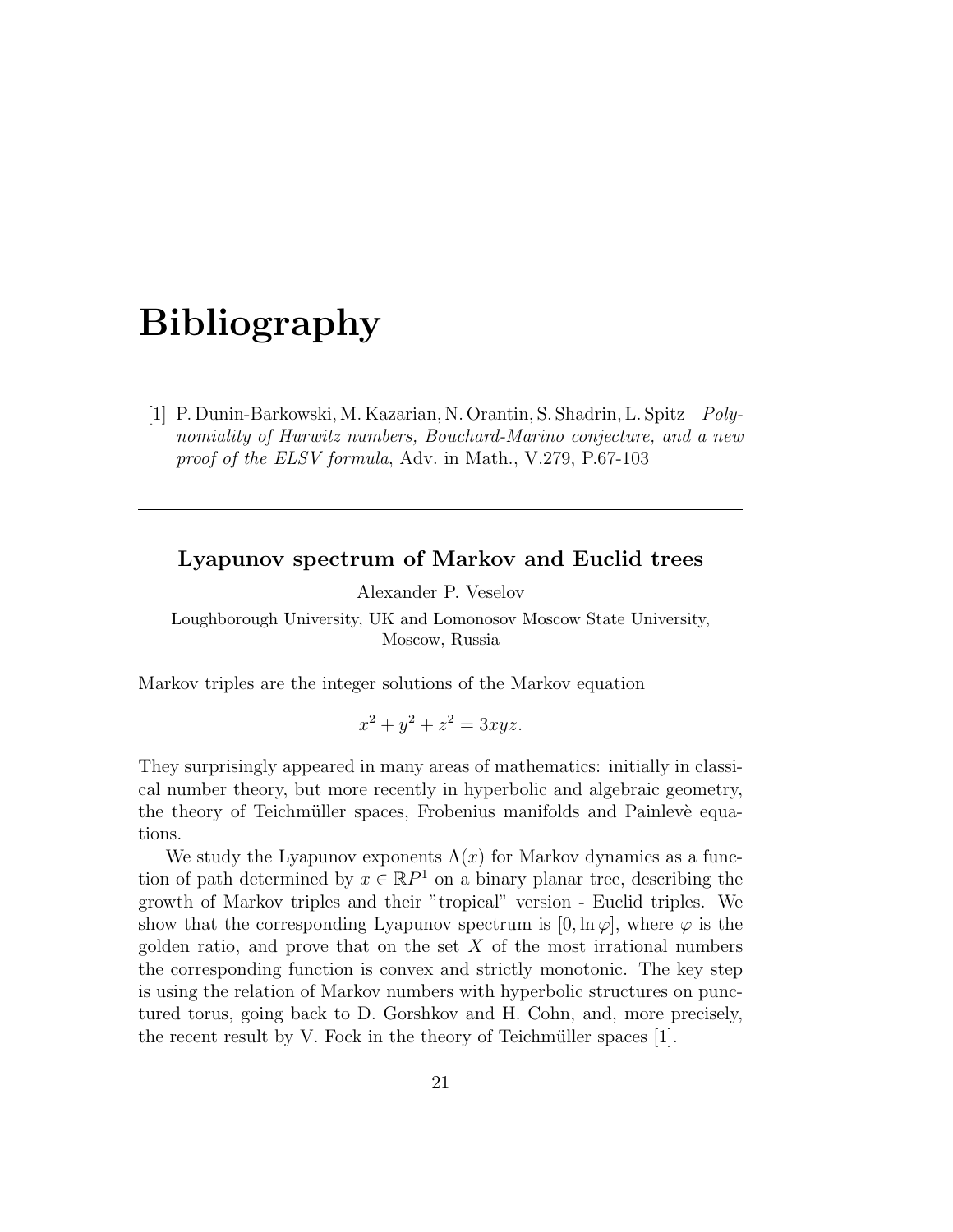# Bibliography

[1] P. Dunin-Barkowski, M. Kazarian, N. Orantin, S. Shadrin, L. Spitz *Polynomiality of Hurwitz numbers, Bouchard-Marino conjecture, and a new proof of the ELSV formula*, Adv. in Math., V.279, P.67-103

---

### Lyapunov spectrum of Markov and Euclid trees

Alexander P. Veselov

Loughborough University, UK and Lomonosov Moscow State University, Moscow, Russia

Markov triples are the integer solutions of the Markov equation

$$x^2 + y^2 + z^2 = 3xyz.$$

They surprisingly appeared in many areas of mathematics: initially in classical number theory, but more recently in hyperbolic and algebraic geometry, the theory of Teichmüller spaces, Frobenius manifolds and Painlevè equations.

We study the Lyapunov exponents $\Lambda(x)$ for Markov dynamics as a function of path determined by $x \in \mathbb{R}P^1$ on a binary planar tree, describing the growth of Markov triples and their "tropical" version - Euclid triples. We show that the corresponding Lyapunov spectrum is $[0, \ln \varphi]$, where $\varphi$ is the golden ratio, and prove that on the set $X$ of the most irrational numbers the corresponding function is convex and strictly monotonic. The key step is using the relation of Markov numbers with hyperbolic structures on punctured torus, going back to D. Gorshkov and H. Cohn, and, more precisely, the recent result by V. Fock in the theory of Teichmüller spaces [1].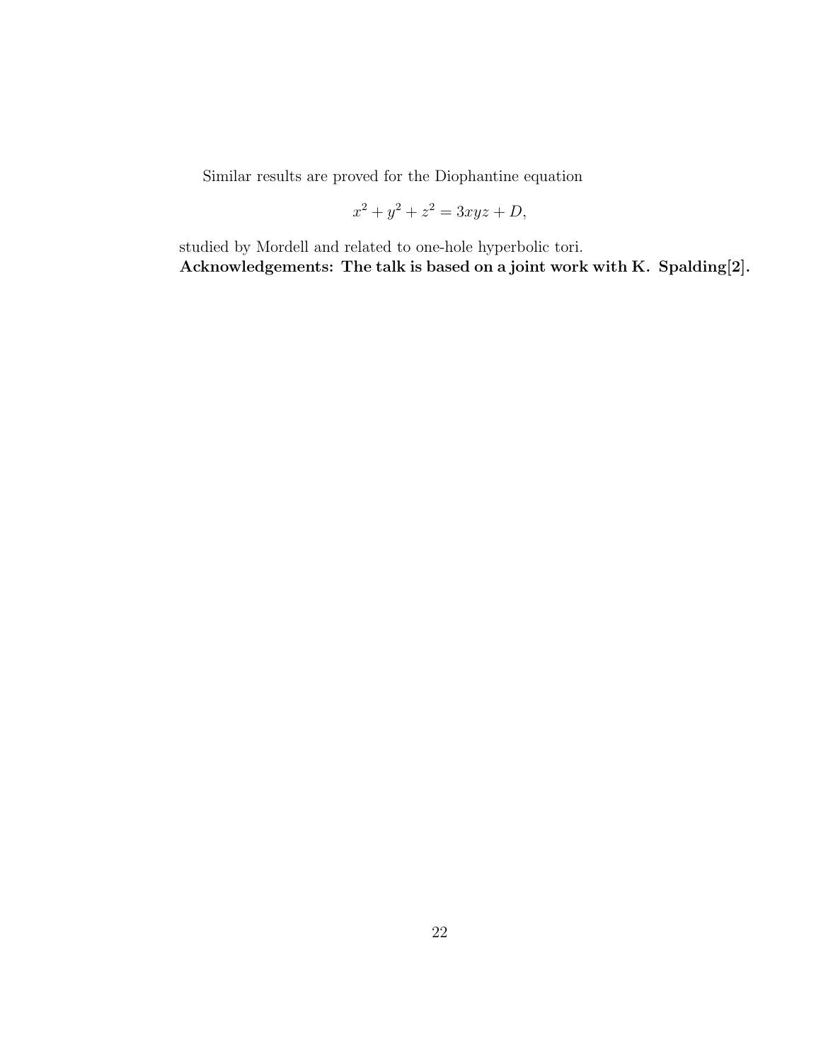Similar results are proved for the Diophantine equation

$$x^2 + y^2 + z^2 = 3xyz + D,$$

studied by Mordell and related to one-hole hyperbolic tori.

**Acknowledgements: The talk is based on a joint work with K. Spalding[2].**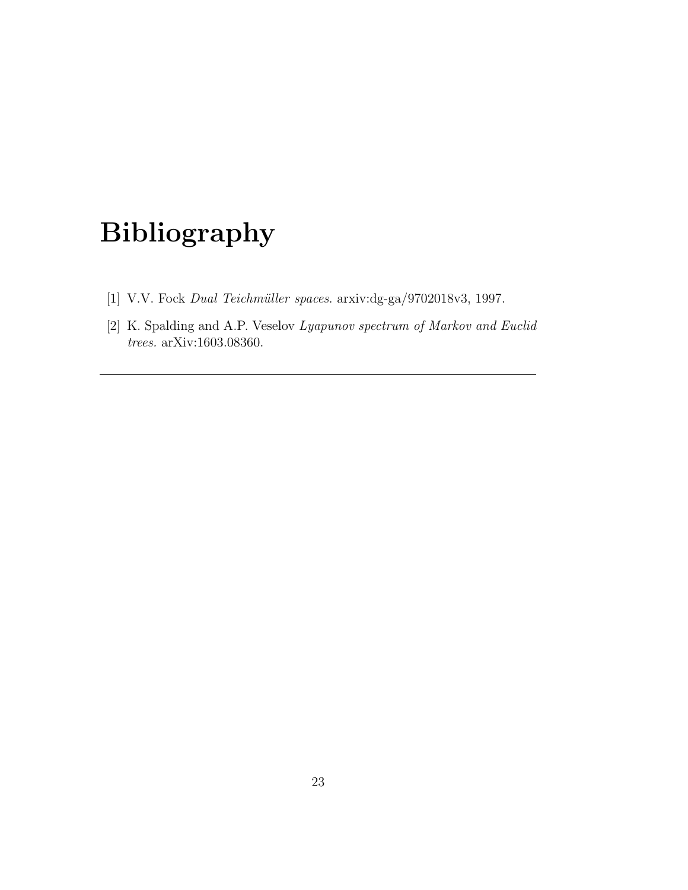# Bibliography

[1] V.V. Fock *Dual Teichmüller spaces.* arxiv:dg-ga/9702018v3, 1997.

[2] K. Spalding and A.P. Veselov *Lyapunov spectrum of Markov and Euclid trees.* arXiv:1603.08360.

---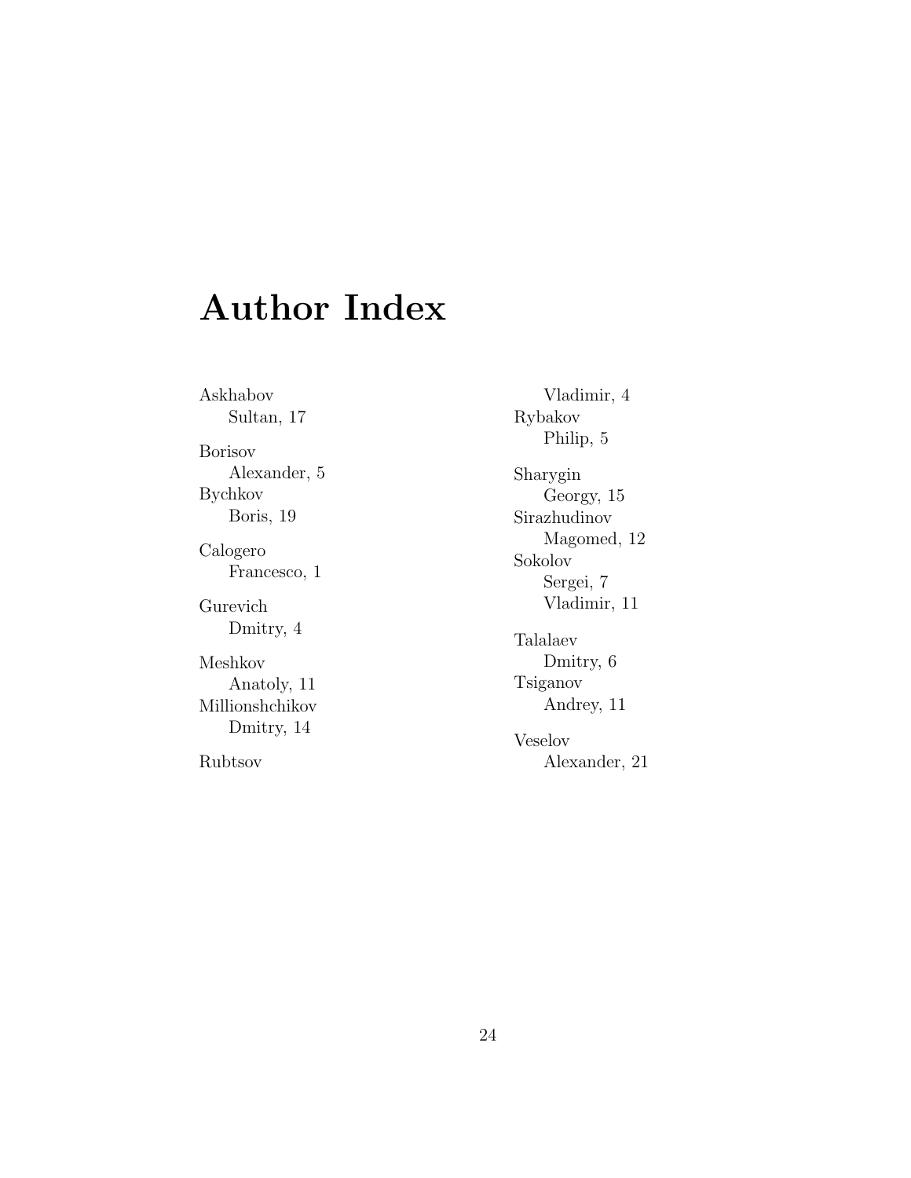# Author Index

Askhabov
  Sultan, 17

Borisov
  Alexander, 5

Bychkov
  Boris, 19

Calogero
  Francesco, 1

Gurevich
  Dmitry, 4

Meshkov
  Anatoly, 11

Millionshchikov
  Dmitry, 14

Rubtsov
  Vladimir, 4

Rybakov
  Philip, 5

Sharygin
  Georgy, 15

Sirazhudinov
  Magomed, 12

Sokolov
  Sergei, 7
  Vladimir, 11

Talalaev
  Dmitry, 6

Tsiganov
  Andrey, 11

Veselov
  Alexander, 21